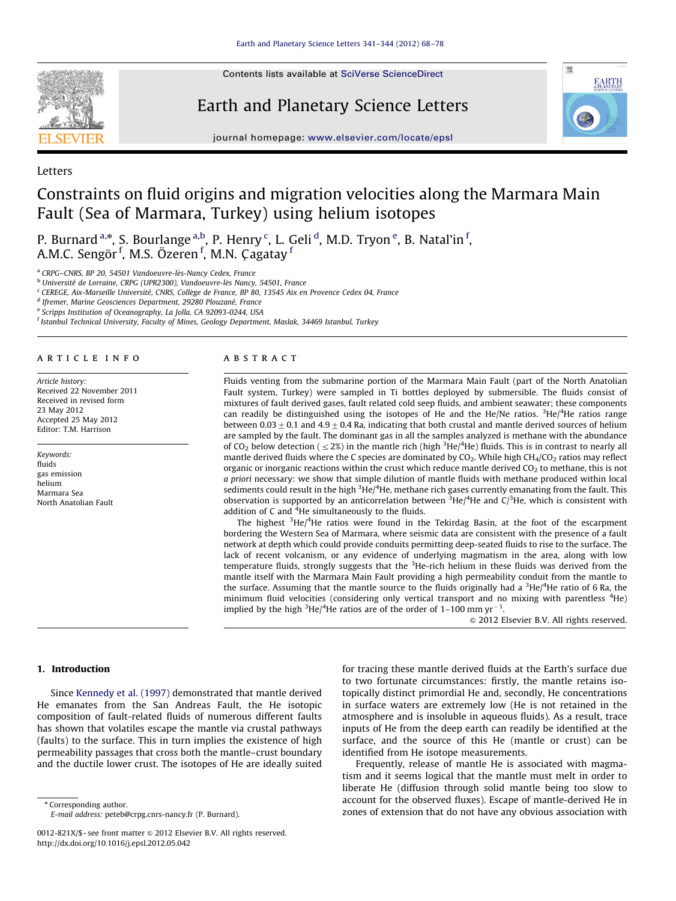Letters

# Constraints on fluid origins and migration velocities along the Marmara Main Fault (Sea of Marmara, Turkey) using helium isotopes

P. Burnard[a,*], S. Bourlange[a,b], P. Henry[c], L. Geli[d], M.D. Tryon[e], B. Natal'in[f], A.M.C. Sengör[f], M.S. Özeren[f], M.N. Çagatay[f]

[a] CRPG–CNRS, BP 20, 54501 Vandoeuvre-lès-Nancy Cedex, France
[b] Université de Lorraine, CRPG (UPR2300), Vandoeuvre-lès Nancy, 54501, France
[c] CEREGE, Aix-Marseille Université, CNRS, Collège de France, BP 80, 13545 Aix en Provence Cedex 04, France
[d] Ifremer, Marine Geosciences Department, 29280 Plouzané, France
[e] Scripps Institution of Oceanography, La Jolla, CA 92093-0244, USA
[f] Istanbul Technical University, Faculty of Mines, Geology Department, Maslak, 34469 Istanbul, Turkey

## ARTICLE INFO

*Article history:*
Received 22 November 2011
Received in revised form
23 May 2012
Accepted 25 May 2012
Editor: T.M. Harrison

*Keywords:*
fluids
gas emission
helium
Marmara Sea
North Anatolian Fault

## ABSTRACT

Fluids venting from the submarine portion of the Marmara Main Fault (part of the North Anatolian Fault system, Turkey) were sampled in Ti bottles deployed by submersible. The fluids consist of mixtures of fault derived gases, fault related cold seep fluids, and ambient seawater; these components can readily be distinguished using the isotopes of He and the He/Ne ratios. $^3$He/$^4$He ratios range between 0.03 ± 0.1 and 4.9 ± 0.4 Ra, indicating that both crustal and mantle derived sources of helium are sampled by the fault. The dominant gas in all the samples analyzed is methane with the abundance of $CO_2$ below detection ($\leq$2%) in the mantle rich (high $^3$He/$^4$He) fluids. This is in contrast to nearly all mantle derived fluids where the C species are dominated by $CO_2$. While high $CH_4/CO_2$ ratios may reflect organic or inorganic reactions within the crust which reduce mantle derived $CO_2$ to methane, this is not *a priori* necessary: we show that simple dilution of mantle fluids with methane produced within local sediments could result in the high $^3$He/$^4$He, methane rich gases currently emanating from the fault. This observation is supported by an anticorrelation between $^3$He/$^4$He and C/$^3$He, which is consistent with addition of C and $^4$He simultaneously to the fluids.

The highest $^3$He/$^4$He ratios were found in the Tekirdag Basin, at the foot of the escarpment bordering the Western Sea of Marmara, where seismic data are consistent with the presence of a fault network at depth which could provide conduits permitting deep-seated fluids to rise to the surface. The lack of recent volcanism, or any evidence of underlying magmatism in the area, along with low temperature fluids, strongly suggests that the $^3$He-rich helium in these fluids was derived from the mantle itself with the Marmara Main Fault providing a high permeability conduit from the mantle to the surface. Assuming that the mantle source to the fluids originally had a $^3$He/$^4$He ratio of 6 Ra, the minimum fluid velocities (considering only vertical transport and no mixing with parentless $^4$He) implied by the high $^3$He/$^4$He ratios are of the order of 1–100 mm yr$^{-1}$.

© 2012 Elsevier B.V. All rights reserved.

## 1. Introduction

Since Kennedy et al. (1997) demonstrated that mantle derived He emanates from the San Andreas Fault, the He isotopic composition of fault-related fluids of numerous different faults has shown that volatiles escape the mantle via crustal pathways (faults) to the surface. This in turn implies the existence of high permeability passages that cross both the mantle–crust boundary and the ductile lower crust. The isotopes of He are ideally suited for tracing these mantle derived fluids at the Earth's surface due to two fortunate circumstances: firstly, the mantle retains isotopically distinct primordial He and, secondly, He concentrations in surface waters are extremely low (He is not retained in the atmosphere and is insoluble in aqueous fluids). As a result, trace inputs of He from the deep earth can readily be identified at the surface, and the source of this He (mantle or crust) can be identified from He isotope measurements.

Frequently, release of mantle He is associated with magmatism and it seems logical that the mantle must melt in order to liberate He (diffusion through solid mantle being too slow to account for the observed fluxes). Escape of mantle-derived He in zones of extension that do not have any obvious association with

* Corresponding author.
E-mail address: peteb@crpg.cnrs-nancy.fr (P. Burnard).

0012-821X/$ - see front matter © 2012 Elsevier B.V. All rights reserved.
http://dx.doi.org/10.1016/j.epsl.2012.05.042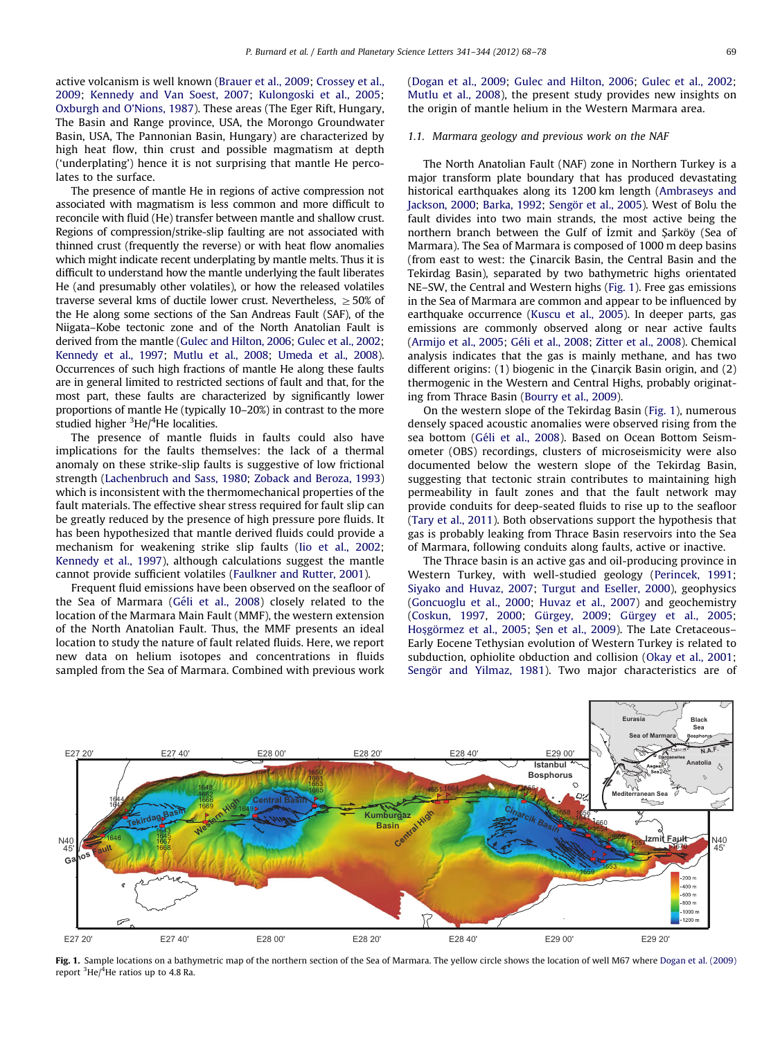active volcanism is well known (Brauer et al., 2009; Crossey et al., 2009; Kennedy and Van Soest, 2007; Kulongoski et al., 2005; Oxburgh and O'Nions, 1987). These areas (The Eger Rift, Hungary, The Basin and Range province, USA, the Morongo Groundwater Basin, USA, The Pannonian Basin, Hungary) are characterized by high heat flow, thin crust and possible magmatism at depth ('underplating') hence it is not surprising that mantle He percolates to the surface.

The presence of mantle He in regions of active compression not associated with magmatism is less common and more difficult to reconcile with fluid (He) transfer between mantle and shallow crust. Regions of compression/strike-slip faulting are not associated with thinned crust (frequently the reverse) or with heat flow anomalies which might indicate recent underplating by mantle melts. Thus it is difficult to understand how the mantle underlying the fault liberates He (and presumably other volatiles), or how the released volatiles traverse several kms of ductile lower crust. Nevertheless, ≥50% of the He along some sections of the San Andreas Fault (SAF), of the Niigata–Kobe tectonic zone and of the North Anatolian Fault is derived from the mantle (Gulec and Hilton, 2006; Gulec et al., 2002; Kennedy et al., 1997; Mutlu et al., 2008; Umeda et al., 2008). Occurrences of such high fractions of mantle He along these faults are in general limited to restricted sections of fault and that, for the most part, these faults are characterized by significantly lower proportions of mantle He (typically 10–20%) in contrast to the more studied higher $^3He/^4He$ localities.

The presence of mantle fluids in faults could also have implications for the faults themselves: the lack of a thermal anomaly on these strike-slip faults is suggestive of low frictional strength (Lachenbruch and Sass, 1980; Zoback and Beroza, 1993) which is inconsistent with the thermomechanical properties of the fault materials. The effective shear stress required for fault slip can be greatly reduced by the presence of high pressure pore fluids. It has been hypothesized that mantle derived fluids could provide a mechanism for weakening strike slip faults (Iio et al., 2002; Kennedy et al., 1997), although calculations suggest the mantle cannot provide sufficient volatiles (Faulkner and Rutter, 2001).

Frequent fluid emissions have been observed on the seafloor of the Sea of Marmara (Géli et al., 2008) closely related to the location of the Marmara Main Fault (MMF), the western extension of the North Anatolian Fault. Thus, the MMF presents an ideal location to study the nature of fault related fluids. Here, we report new data on helium isotopes and concentrations in fluids sampled from the Sea of Marmara. Combined with previous work (Dogan et al., 2009; Gulec and Hilton, 2006; Gulec et al., 2002; Mutlu et al., 2008), the present study provides new insights on the origin of mantle helium in the Western Marmara area.

### 1.1. Marmara geology and previous work on the NAF

The North Anatolian Fault (NAF) zone in Northern Turkey is a major transform plate boundary that has produced devastating historical earthquakes along its 1200 km length (Ambraseys and Jackson, 2000; Barka, 1992; Sengör et al., 2005). West of Bolu the fault divides into two main strands, the most active being the northern branch between the Gulf of İzmit and Şarköy (Sea of Marmara). The Sea of Marmara is composed of 1000 m deep basins (from east to west: the Çinarcik Basin, the Central Basin and the Tekirdag Basin), separated by two bathymetric highs orientated NE–SW, the Central and Western highs (Fig. 1). Free gas emissions in the Sea of Marmara are common and appear to be influenced by earthquake occurrence (Kuscu et al., 2005). In deeper parts, gas emissions are commonly observed along or near active faults (Armijo et al., 2005; Géli et al., 2008; Zitter et al., 2008). Chemical analysis indicates that the gas is mainly methane, and has two different origins: (1) biogenic in the Çinarçik Basin origin, and (2) thermogenic in the Western and Central Highs, probably originating from Thrace Basin (Bourry et al., 2009).

On the western slope of the Tekirdag Basin (Fig. 1), numerous densely spaced acoustic anomalies were observed rising from the sea bottom (Géli et al., 2008). Based on Ocean Bottom Seismometer (OBS) recordings, clusters of microseismicity were also documented below the western slope of the Tekirdag Basin, suggesting that tectonic strain contributes to maintaining high permeability in fault zones and that the fault network may provide conduits for deep-seated fluids to rise up to the seafloor (Tary et al., 2011). Both observations support the hypothesis that gas is probably leaking from Thrace Basin reservoirs into the Sea of Marmara, following conduits along faults, active or inactive.

The Thrace basin is an active gas and oil-producing province in Western Turkey, with well-studied geology (Perincek, 1991; Siyako and Huvaz, 2007; Turgut and Eseller, 2000), geophysics (Goncuoglu et al., 2000; Huvaz et al., 2007) and geochemistry (Coskun, 1997, 2000; Gürgey, 2009; Gürgey et al., 2005; Hoşgörmez et al., 2005; Şen et al., 2009). The Late Cretaceous–Early Eocene Tethysian evolution of Western Turkey is related to subduction, ophiolite obduction and collision (Okay et al., 2001; Sengör and Yilmaz, 1981). Two major characteristics are of

**Fig. 1.** Sample locations on a bathymetric map of the northern section of the Sea of Marmara. The yellow circle shows the location of well M67 where Dogan et al. (2009) report $^3He/^4He$ ratios up to 4.8 Ra.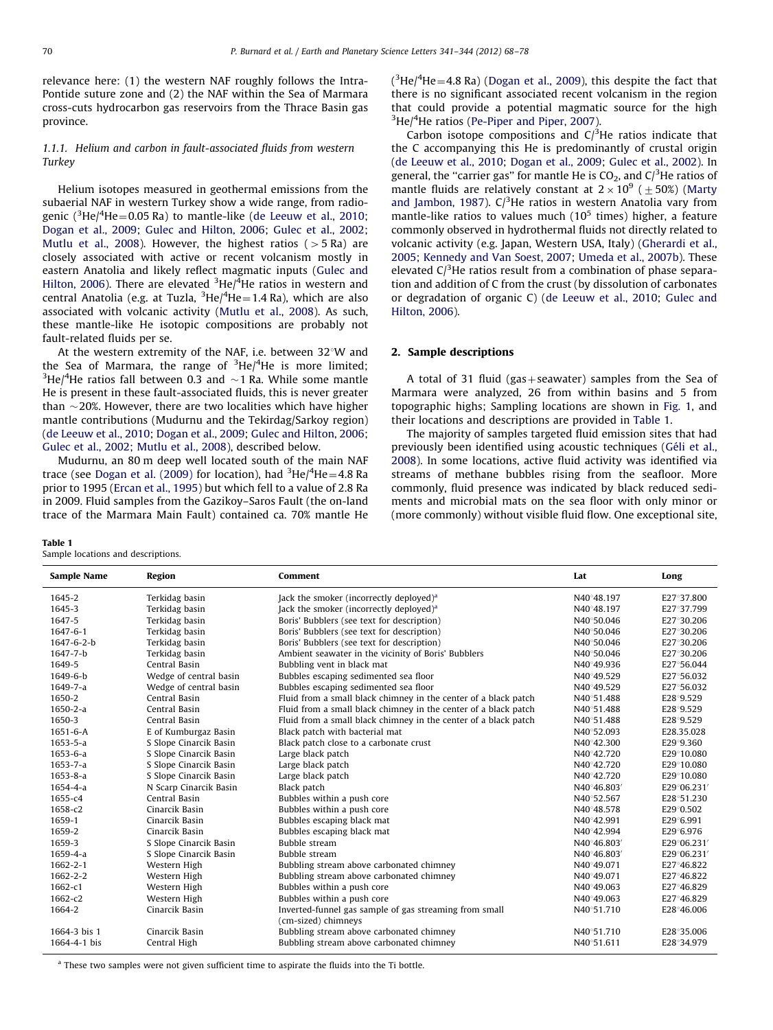relevance here: (1) the western NAF roughly follows the Intra-Pontide suture zone and (2) the NAF within the Sea of Marmara cross-cuts hydrocarbon gas reservoirs from the Thrace Basin gas province.

#### 1.1.1. Helium and carbon in fault-associated fluids from western Turkey

Helium isotopes measured in geothermal emissions from the subaerial NAF in western Turkey show a wide range, from radiogenic ($^3He/^4He = 0.05$ Ra) to mantle-like (de Leeuw et al., 2010; Dogan et al., 2009; Gulec and Hilton, 2006; Gulec et al., 2002; Mutlu et al., 2008). However, the highest ratios ($>5$ Ra) are closely associated with active or recent volcanism mostly in eastern Anatolia and likely reflect magmatic inputs (Gulec and Hilton, 2006). There are elevated $^3He/^4He$ ratios in western and central Anatolia (e.g. at Tuzla, $^3He/^4He = 1.4$ Ra), which are also associated with volcanic activity (Mutlu et al., 2008). As such, these mantle-like He isotopic compositions are probably not fault-related fluids per se.

At the western extremity of the NAF, i.e. between 32°W and the Sea of Marmara, the range of $^3He/^4He$ is more limited; $^3He/^4He$ ratios fall between 0.3 and ~1 Ra. While some mantle He is present in these fault-associated fluids, this is never greater than ~20%. However, there are two localities which have higher mantle contributions (Mudurnu and the Tekirdag/Sarkoy region) (de Leeuw et al., 2010; Dogan et al., 2009; Gulec and Hilton, 2006; Gulec et al., 2002; Mutlu et al., 2008), described below.

Mudurnu, an 80 m deep well located south of the main NAF trace (see Dogan et al. (2009) for location), had $^3He/^4He = 4.8$ Ra prior to 1995 (Ercan et al., 1995) but which fell to a value of 2.8 Ra in 2009. Fluid samples from the Gazikoy–Saros Fault (the on-land trace of the Marmara Main Fault) contained ca. 70% mantle He ($^3He/^4He = 4.8$ Ra) (Dogan et al., 2009), this despite the fact that there is no significant associated recent volcanism in the region that could provide a potential magmatic source for the high $^3He/^4He$ ratios (Pe-Piper and Piper, 2007).

Carbon isotope compositions and $C/^3He$ ratios indicate that the C accompanying this He is predominantly of crustal origin (de Leeuw et al., 2010; Dogan et al., 2009; Gulec et al., 2002). In general, the "carrier gas" for mantle He is $CO_2$, and $C/^3He$ ratios of mantle fluids are relatively constant at $2 \times 10^9$ ($\pm 50\%$) (Marty and Jambon, 1987). $C/^3He$ ratios in western Anatolia vary from mantle-like ratios to values much ($10^5$ times) higher, a feature commonly observed in hydrothermal fluids not directly related to volcanic activity (e.g. Japan, Western USA, Italy) (Gherardi et al., 2005; Kennedy and Van Soest, 2007; Umeda et al., 2007b). These elevated $C/^3He$ ratios result from a combination of phase separation and addition of C from the crust (by dissolution of carbonates or degradation of organic C) (de Leeuw et al., 2010; Gulec and Hilton, 2006).

## 2. Sample descriptions

A total of 31 fluid (gas+seawater) samples from the Sea of Marmara were analyzed, 26 from within basins and 5 from topographic highs; Sampling locations are shown in Fig. 1, and their locations and descriptions are provided in Table 1.

The majority of samples targeted fluid emission sites that had previously been identified using acoustic techniques (Géli et al., 2008). In some locations, active fluid activity was identified via streams of methane bubbles rising from the seafloor. More commonly, fluid presence was indicated by black reduced sediments and microbial mats on the sea floor with only minor or (more commonly) without visible fluid flow. One exceptional site,

**Table 1**
Sample locations and descriptions.

| Sample Name | Region | Comment | Lat | Long |
|---|---|---|---|---|
| 1645-2 | Terkidag basin | Jack the smoker (incorrectly deployed)[a] | N40°48.197 | E27°37.800 |
| 1645-3 | Terkidag basin | Jack the smoker (incorrectly deployed)[a] | N40°48.197 | E27°37.799 |
| 1647-5 | Terkidag basin | Boris' Bubblers (see text for description) | N40°50.046 | E27°30.206 |
| 1647-6-1 | Terkidag basin | Boris' Bubblers (see text for description) | N40°50.046 | E27°30.206 |
| 1647-6-2-b | Terkidag basin | Boris' Bubblers (see text for description) | N40°50.046 | E27°30.206 |
| 1647-7-b | Terkidag basin | Ambient seawater in the vicinity of Boris' Bubblers | N40°50.046 | E27°30.206 |
| 1649-5 | Central Basin | Bubbling vent in black mat | N40°49.936 | E27°56.044 |
| 1649-6-b | Wedge of central basin | Bubbles escaping sedimented sea floor | N40°49.529 | E27°56.032 |
| 1649-7-a | Wedge of central basin | Bubbles escaping sedimented sea floor | N40°49.529 | E27°56.032 |
| 1650-2 | Central Basin | Fluid from a small black chimney in the center of a black patch | N40°51.488 | E28°9.529 |
| 1650-2-a | Central Basin | Fluid from a small black chimney in the center of a black patch | N40°51.488 | E28°9.529 |
| 1650-3 | Central Basin | Fluid from a small black chimney in the center of a black patch | N40°51.488 | E28°9.529 |
| 1651-6-A | E of Kumburgaz Basin | Black patch with bacterial mat | N40°52.093 | E28.35.028 |
| 1653-5-a | S Slope Cinarcik Basin | Black patch close to a carbonate crust | N40°42.300 | E29°9.360 |
| 1653-6-a | S Slope Cinarcik Basin | Large black patch | N40°42.720 | E29°10.080 |
| 1653-7-a | S Slope Cinarcik Basin | Large black patch | N40°42.720 | E29°10.080 |
| 1653-8-a | S Slope Cinarcik Basin | Large black patch | N40°42.720 | E29°10.080 |
| 1654-4-a | N Scarp Cinarcik Basin | Black patch | N40°46.803′ | E29°06.231′ |
| 1655-c4 | Central Basin | Bubbles within a push core | N40°52.567 | E28°51.230 |
| 1658-c2 | Cinarcik Basin | Bubbles within a push core | N40°48.578 | E29°0.502 |
| 1659-1 | Cinarcik Basin | Bubbles escaping black mat | N40°42.991 | E29°6.991 |
| 1659-2 | Cinarcik Basin | Bubbles escaping black mat | N40°42.994 | E29°6.976 |
| 1659-3 | S Slope Cinarcik Basin | Bubble stream | N40°46.803′ | E29°06.231′ |
| 1659-4-a | S Slope Cinarcik Basin | Bubble stream | N40°46.803′ | E29°06.231′ |
| 1662-2-1 | Western High | Bubbling stream above carbonated chimney | N40°49.071 | E27°46.822 |
| 1662-2-2 | Western High | Bubbling stream above carbonated chimney | N40°49.071 | E27°46.822 |
| 1662-c1 | Western High | Bubbles within a push core | N40°49.063 | E27°46.829 |
| 1662-c2 | Western High | Bubbles within a push core | N40°49.063 | E27°46.829 |
| 1664-2 | Cinarcik Basin | Inverted-funnel gas sample of gas streaming from small (cm-sized) chimneys | N40°51.710 | E28°46.006 |
| 1664-3 bis 1 | Cinarcik Basin | Bubbling stream above carbonated chimney | N40°51.710 | E28°35.006 |
| 1664-4-1 bis | Central High | Bubbling stream above carbonated chimney | N40°51.611 | E28°34.979 |

[a] These two samples were not given sufficient time to aspirate the fluids into the Ti bottle.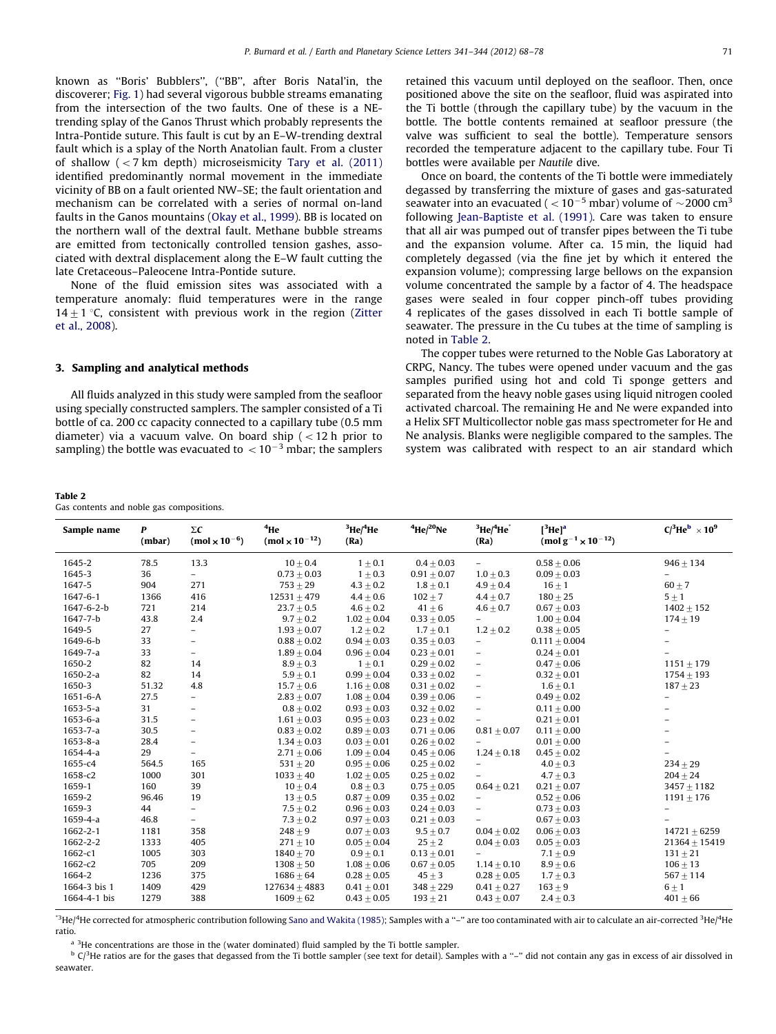known as "Boris' Bubblers", ("BB", after Boris Natal'in, the discoverer; Fig. 1) had several vigorous bubble streams emanating from the intersection of the two faults. One of these is a NE-trending splay of the Ganos Thrust which probably represents the Intra-Pontide suture. This fault is cut by an E–W-trending dextral fault which is a splay of the North Anatolian fault. From a cluster of shallow ($<7$ km depth) microseismicity Tary et al. (2011) identified predominantly normal movement in the immediate vicinity of BB on a fault oriented NW–SE; the fault orientation and mechanism can be correlated with a series of normal on-land faults in the Ganos mountains (Okay et al., 1999). BB is located on the northern wall of the dextral fault. Methane bubble streams are emitted from tectonically controlled tension gashes, associated with dextral displacement along the E–W fault cutting the late Cretaceous–Paleocene Intra-Pontide suture.

None of the fluid emission sites was associated with a temperature anomaly: fluid temperatures were in the range $14\pm1$ °C, consistent with previous work in the region (Zitter et al., 2008).

## 3. Sampling and analytical methods

All fluids analyzed in this study were sampled from the seafloor using specially constructed samplers. The sampler consisted of a Ti bottle of ca. 200 cc capacity connected to a capillary tube (0.5 mm diameter) via a vacuum valve. On board ship ($<12$ h prior to sampling) the bottle was evacuated to $<10^{-3}$ mbar; the samplers retained this vacuum until deployed on the seafloor. Then, once positioned above the site on the seafloor, fluid was aspirated into the Ti bottle (through the capillary tube) by the vacuum in the bottle. The bottle contents remained at seafloor pressure (the valve was sufficient to seal the bottle). Temperature sensors recorded the temperature adjacent to the capillary tube. Four Ti bottles were available per *Nautile* dive.

Once on board, the contents of the Ti bottle were immediately degassed by transferring the mixture of gases and gas-saturated seawater into an evacuated ($<10^{-5}$ mbar) volume of $\sim$2000 cm$^3$ following Jean-Baptiste et al. (1991). Care was taken to ensure that all air was pumped out of transfer pipes between the Ti tube and the expansion volume. After ca. 15 min, the liquid had completely degassed (via the fine jet by which it entered the expansion volume); compressing large bellows on the expansion volume concentrated the sample by a factor of 4. The headspace gases were sealed in four copper pinch-off tubes providing 4 replicates of the gases dissolved in each Ti bottle sample of seawater. The pressure in the Cu tubes at the time of sampling is noted in Table 2.

The copper tubes were returned to the Noble Gas Laboratory at CRPG, Nancy. The tubes were opened under vacuum and the gas samples purified using hot and cold Ti sponge getters and separated from the heavy noble gases using liquid nitrogen cooled activated charcoal. The remaining He and Ne were expanded into a Helix SFT Multicollector noble gas mass spectrometer for He and Ne analysis. Blanks were negligible compared to the samples. The system was calibrated with respect to an air standard which

**Table 2**
Gas contents and noble gas compositions.

| Sample name | *P* (mbar) | ΣC (mol × $10^{-6}$) | $^4$He (mol × $10^{-12}$) | $^3$He/$^4$He (Ra) | $^4$He/$^{20}$Ne | $^3$He/$^4$He* (Ra) | [$^3$He][a] (mol g$^{-1}$ × $10^{-12}$) | C/$^3$He[b] × $10^9$ |
|---|---|---|---|---|---|---|---|---|
| 1645-2 | 78.5 | 13.3 | $10\pm0.4$ | $1\pm0.1$ | $0.4\pm0.03$ | – | $0.58\pm0.06$ | $946\pm134$ |
| 1645-3 | 36 | – | $0.73\pm0.03$ | $1\pm0.3$ | $0.91\pm0.07$ | $1.0\pm0.3$ | $0.09\pm0.03$ | – |
| 1647-5 | 904 | 271 | $753\pm29$ | $4.3\pm0.2$ | $1.8\pm0.1$ | $4.9\pm0.4$ | $16\pm1$ | $60\pm7$ |
| 1647-6-1 | 1366 | 416 | $12531\pm479$ | $4.4\pm0.6$ | $102\pm7$ | $4.4\pm0.7$ | $180\pm25$ | $5\pm1$ |
| 1647-6-2-b | 721 | 214 | $23.7\pm0.5$ | $4.6\pm0.2$ | $41\pm6$ | $4.6\pm0.7$ | $0.67\pm0.03$ | $1402\pm152$ |
| 1647-7-b | 43.8 | 2.4 | $9.7\pm0.2$ | $1.02\pm0.04$ | $0.33\pm0.05$ | – | $1.00\pm0.04$ | $174\pm19$ |
| 1649-5 | 27 | – | $1.93\pm0.07$ | $1.2\pm0.2$ | $1.7\pm0.1$ | $1.2\pm0.2$ | $0.38\pm0.05$ | – |
| 1649-6-b | 33 | – | $0.88\pm0.02$ | $0.94\pm0.03$ | $0.35\pm0.03$ | – | $0.111\pm0.004$ | – |
| 1649-7-a | 33 | – | $1.89\pm0.04$ | $0.96\pm0.04$ | $0.23\pm0.01$ | – | $0.24\pm0.01$ | – |
| 1650-2 | 82 | 14 | $8.9\pm0.3$ | $1\pm0.1$ | $0.29\pm0.02$ | – | $0.47\pm0.06$ | $1151\pm179$ |
| 1650-2-a | 82 | 14 | $5.9\pm0.1$ | $0.99\pm0.04$ | $0.33\pm0.02$ | – | $0.32\pm0.01$ | $1754\pm193$ |
| 1650-3 | 51.32 | 4.8 | $15.7\pm0.6$ | $1.16\pm0.08$ | $0.31\pm0.02$ | – | $1.6\pm0.1$ | $187\pm23$ |
| 1651-6-A | 27.5 | – | $2.83\pm0.07$ | $1.08\pm0.04$ | $0.39\pm0.06$ | – | $0.49\pm0.02$ | – |
| 1653-5-a | 31 | – | $0.8\pm0.02$ | $0.93\pm0.03$ | $0.32\pm0.02$ | – | $0.11\pm0.00$ | – |
| 1653-6-a | 31.5 | – | $1.61\pm0.03$ | $0.95\pm0.03$ | $0.23\pm0.02$ | – | $0.21\pm0.01$ | – |
| 1653-7-a | 30.5 | – | $0.83\pm0.02$ | $0.89\pm0.03$ | $0.71\pm0.06$ | $0.81\pm0.07$ | $0.11\pm0.00$ | – |
| 1653-8-a | 28.4 | – | $1.34\pm0.03$ | $0.03\pm0.01$ | $0.26\pm0.02$ | – | $0.01\pm0.00$ | – |
| 1654-4-a | 29 | – | $2.71\pm0.06$ | $1.09\pm0.04$ | $0.45\pm0.06$ | $1.24\pm0.18$ | $0.45\pm0.02$ | – |
| 1655-c4 | 564.5 | 165 | $531\pm20$ | $0.95\pm0.06$ | $0.25\pm0.02$ | – | $4.0\pm0.3$ | $234\pm29$ |
| 1658-c2 | 1000 | 301 | $1033\pm40$ | $1.02\pm0.05$ | $0.25\pm0.02$ | – | $4.7\pm0.3$ | $204\pm24$ |
| 1659-1 | 160 | 39 | $10\pm0.4$ | $0.8\pm0.3$ | $0.75\pm0.05$ | $0.64\pm0.21$ | $0.21\pm0.07$ | $3457\pm1182$ |
| 1659-2 | 96.46 | 19 | $13\pm0.5$ | $0.87\pm0.09$ | $0.35\pm0.02$ | – | $0.52\pm0.06$ | $1191\pm176$ |
| 1659-3 | 44 | – | $7.5\pm0.2$ | $0.96\pm0.03$ | $0.24\pm0.03$ | – | $0.73\pm0.03$ | – |
| 1659-4-a | 46.8 | – | $7.3\pm0.2$ | $0.97\pm0.03$ | $0.21\pm0.03$ | – | $0.67\pm0.03$ | – |
| 1662-2-1 | 1181 | 358 | $248\pm9$ | $0.07\pm0.03$ | $9.5\pm0.7$ | $0.04\pm0.02$ | $0.06\pm0.03$ | $14721\pm6259$ |
| 1662-2-2 | 1333 | 405 | $271\pm10$ | $0.05\pm0.04$ | $25\pm2$ | $0.04\pm0.03$ | $0.05\pm0.03$ | $21364\pm15419$ |
| 1662-c1 | 1005 | 303 | $1840\pm70$ | $0.9\pm0.1$ | $0.13\pm0.01$ | – | $7.1\pm0.9$ | $131\pm21$ |
| 1662-c2 | 705 | 209 | $1308\pm50$ | $1.08\pm0.06$ | $0.67\pm0.05$ | $1.14\pm0.10$ | $8.9\pm0.6$ | $106\pm13$ |
| 1664-2 | 1236 | 375 | $1686\pm64$ | $0.28\pm0.05$ | $45\pm3$ | $0.28\pm0.05$ | $1.7\pm0.3$ | $567\pm114$ |
| 1664-3 bis 1 | 1409 | 429 | $127634\pm4883$ | $0.41\pm0.01$ | $348\pm229$ | $0.41\pm0.27$ | $163\pm9$ | $6\pm1$ |
| 1664-4-1 bis | 1279 | 388 | $1609\pm62$ | $0.43\pm0.05$ | $193\pm21$ | $0.43\pm0.07$ | $2.4\pm0.3$ | $401\pm66$ |

*$^3$He/$^4$He corrected for atmospheric contribution following Sano and Wakita (1985); Samples with a "–" are too contaminated with air to calculate an air-corrected $^3$He/$^4$He ratio.

[a] $^3$He concentrations are those in the (water dominated) fluid sampled by the Ti bottle sampler.

[b] C/$^3$He ratios are for the gases that degassed from the Ti bottle sampler (see text for detail). Samples with a "–" did not contain any gas in excess of air dissolved in seawater.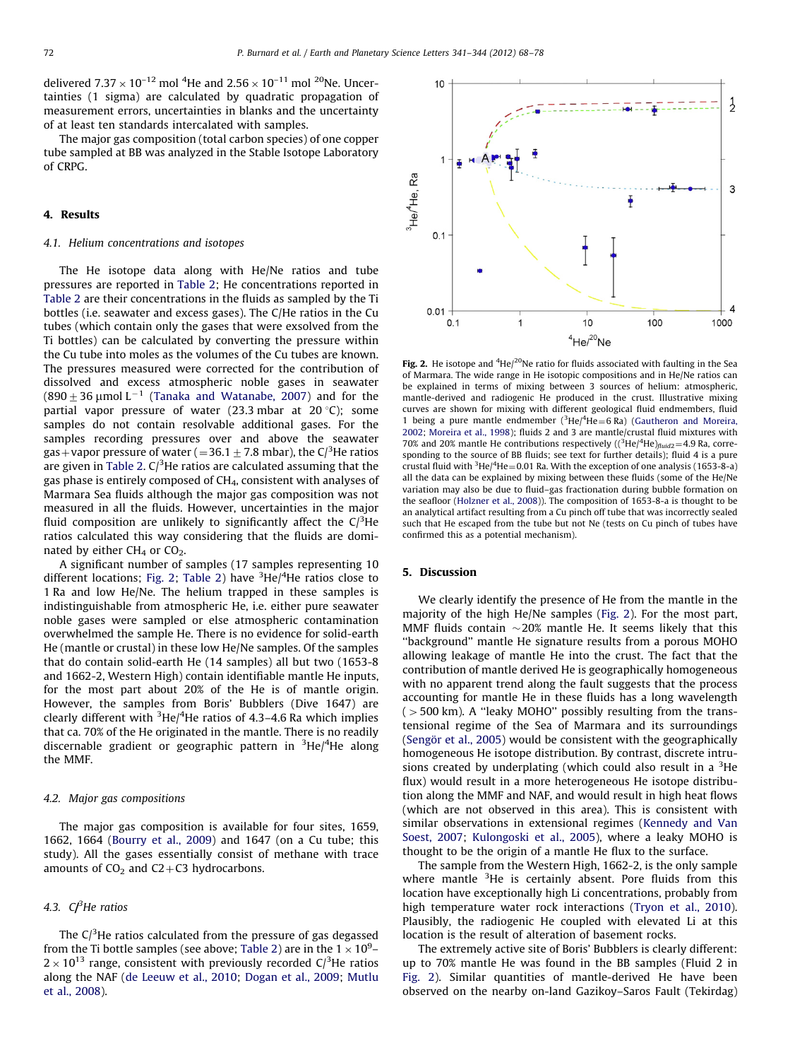delivered $7.37 \times 10^{-12}$ mol $^4$He and $2.56 \times 10^{-11}$ mol $^{20}$Ne. Uncertainties (1 sigma) are calculated by quadratic propagation of measurement errors, uncertainties in blanks and the uncertainty of at least ten standards intercalated with samples.

The major gas composition (total carbon species) of one copper tube sampled at BB was analyzed in the Stable Isotope Laboratory of CRPG.

## 4. Results

### 4.1. Helium concentrations and isotopes

The He isotope data along with He/Ne ratios and tube pressures are reported in Table 2; He concentrations reported in Table 2 are their concentrations in the fluids as sampled by the Ti bottles (i.e. seawater and excess gases). The C/He ratios in the Cu tubes (which contain only the gases that were exsolved from the Ti bottles) can be calculated by converting the pressure within the Cu tube into moles as the volumes of the Cu tubes are known. The pressures measured were corrected for the contribution of dissolved and excess atmospheric noble gases in seawater ($890 \pm 36$ μmol L$^{-1}$ (Tanaka and Watanabe, 2007) and for the partial vapor pressure of water (23.3 mbar at 20 °C); some samples do not contain resolvable additional gases. For the samples recording pressures over and above the seawater gas+vapor pressure of water ($=36.1 \pm 7.8$ mbar), the C/$^3$He ratios are given in Table 2. C/$^3$He ratios are calculated assuming that the gas phase is entirely composed of $CH_4$, consistent with analyses of Marmara Sea fluids although the major gas composition was not measured in all the fluids. However, uncertainties in the major fluid composition are unlikely to significantly affect the C/$^3$He ratios calculated this way considering that the fluids are dominated by either $CH_4$ or $CO_2$.

A significant number of samples (17 samples representing 10 different locations; Fig. 2; Table 2) have $^3$He/$^4$He ratios close to 1 Ra and low He/Ne. The helium trapped in these samples is indistinguishable from atmospheric He, i.e. either pure seawater noble gases were sampled or else atmospheric contamination overwhelmed the sample He. There is no evidence for solid-earth He (mantle or crustal) in these low He/Ne samples. Of the samples that do contain solid-earth He (14 samples) all but two (1653-8 and 1662-2, Western High) contain identifiable mantle He inputs, for the most part about 20% of the He is of mantle origin. However, the samples from Boris' Bubblers (Dive 1647) are clearly different with $^3$He/$^4$He ratios of 4.3–4.6 Ra which implies that ca. 70% of the He originated in the mantle. There is no readily discernable gradient or geographic pattern in $^3$He/$^4$He along the MMF.

### 4.2. Major gas compositions

The major gas composition is available for four sites, 1659, 1662, 1664 (Bourry et al., 2009) and 1647 (on a Cu tube; this study). All the gases essentially consist of methane with trace amounts of $CO_2$ and C2+C3 hydrocarbons.

### 4.3. C/$^3$He ratios

The C/$^3$He ratios calculated from the pressure of gas degassed from the Ti bottle samples (see above; Table 2) are in the $1 \times 10^9$–$2 \times 10^{13}$ range, consistent with previously recorded C/$^3$He ratios along the NAF (de Leeuw et al., 2010; Dogan et al., 2009; Mutlu et al., 2008).

Fig. 2. He isotope and $^4$He/$^{20}$Ne ratio for fluids associated with faulting in the Sea of Marmara. The wide range in He isotopic compositions and in He/Ne ratios can be explained in terms of mixing between 3 sources of helium: atmospheric, mantle-derived and radiogenic He produced in the crust. Illustrative mixing curves are shown for mixing with different geological fluid endmembers, fluid 1 being a pure mantle endmember ($^3$He/$^4$He=6 Ra) (Gautheron and Moreira, 2002; Moreira et al., 1998); fluids 2 and 3 are mantle/crustal fluid mixtures with 70% and 20% mantle He contributions respectively (($^3$He/$^4$He)$_{fluid2}$=4.9 Ra, corresponding to the source of BB fluids; see text for further details); fluid 4 is a pure crustal fluid with $^3$He/$^4$He=0.01 Ra. With the exception of one analysis (1653-8-a) all the data can be explained by mixing between these fluids (some of the He/Ne variation may also be due to fluid–gas fractionation during bubble formation on the seafloor (Holzner et al., 2008)). The composition of 1653-8-a is thought to be an analytical artifact resulting from a Cu pinch off tube that was incorrectly sealed such that He escaped from the tube but not Ne (tests on Cu pinch of tubes have confirmed this as a potential mechanism).

## 5. Discussion

We clearly identify the presence of He from the mantle in the majority of the high He/Ne samples (Fig. 2). For the most part, MMF fluids contain ~20% mantle He. It seems likely that this "background" mantle He signature results from a porous MOHO allowing leakage of mantle He into the crust. The fact that the contribution of mantle derived He is geographically homogeneous with no apparent trend along the fault suggests that the process accounting for mantle He in these fluids has a long wavelength (>500 km). A "leaky MOHO" possibly resulting from the trans-tensional regime of the Sea of Marmara and its surroundings (Sengör et al., 2005) would be consistent with the geographically homogeneous He isotope distribution. By contrast, discrete intrusions created by underplating (which could also result in a $^3$He flux) would result in a more heterogeneous He isotope distribution along the MMF and NAF, and would result in high heat flows (which are not observed in this area). This is consistent with similar observations in extensional regimes (Kennedy and Van Soest, 2007; Kulongoski et al., 2005), where a leaky MOHO is thought to be the origin of a mantle He flux to the surface.

The sample from the Western High, 1662-2, is the only sample where mantle $^3$He is certainly absent. Pore fluids from this location have exceptionally high Li concentrations, probably from high temperature water rock interactions (Tryon et al., 2010). Plausibly, the radiogenic He coupled with elevated Li at this location is the result of alteration of basement rocks.

The extremely active site of Boris' Bubblers is clearly different: up to 70% mantle He was found in the BB samples (Fluid 2 in Fig. 2). Similar quantities of mantle-derived He have been observed on the nearby on-land Gazikoy–Saros Fault (Tekirdag)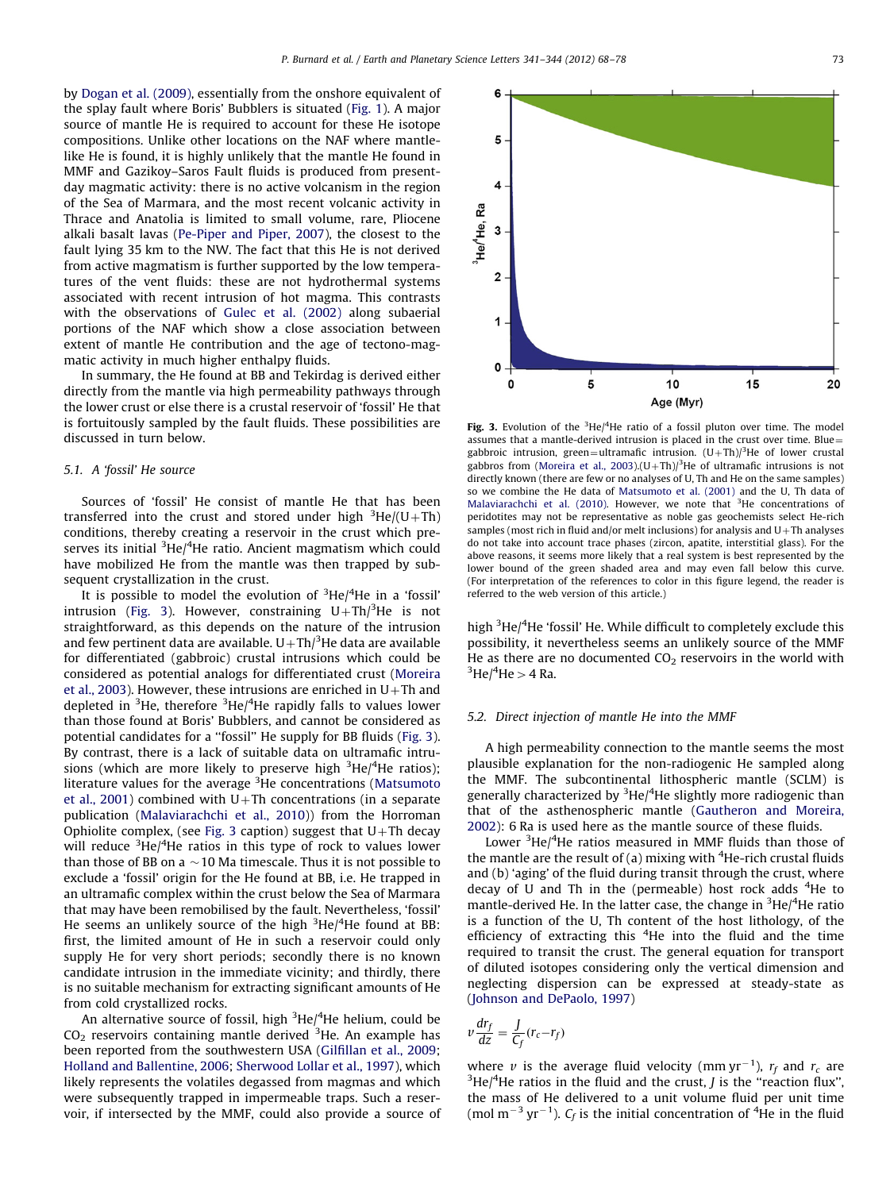by Dogan et al. (2009), essentially from the onshore equivalent of the splay fault where Boris' Bubblers is situated (Fig. 1). A major source of mantle He is required to account for these He isotope compositions. Unlike other locations on the NAF where mantle-like He is found, it is highly unlikely that the mantle He found in MMF and Gazikoy–Saros Fault fluids is produced from present-day magmatic activity: there is no active volcanism in the region of the Sea of Marmara, and the most recent volcanic activity in Thrace and Anatolia is limited to small volume, rare, Pliocene alkali basalt lavas (Pe-Piper and Piper, 2007), the closest to the fault lying 35 km to the NW. The fact that this He is not derived from active magmatism is further supported by the low temperatures of the vent fluids: these are not hydrothermal systems associated with recent intrusion of hot magma. This contrasts with the observations of Gulec et al. (2002) along subaerial portions of the NAF which show a close association between extent of mantle He contribution and the age of tectono-magmatic activity in much higher enthalpy fluids.

In summary, the He found at BB and Tekirdag is derived either directly from the mantle via high permeability pathways through the lower crust or else there is a crustal reservoir of 'fossil' He that is fortuitously sampled by the fault fluids. These possibilities are discussed in turn below.

### 5.1. A 'fossil' He source

Sources of 'fossil' He consist of mantle He that has been transferred into the crust and stored under high $^3$He/(U+Th) conditions, thereby creating a reservoir in the crust which preserves its initial $^3$He/$^4$He ratio. Ancient magmatism which could have mobilized He from the mantle was then trapped by subsequent crystallization in the crust.

It is possible to model the evolution of $^3$He/$^4$He in a 'fossil' intrusion (Fig. 3). However, constraining U+Th/$^3$He is not straightforward, as this depends on the nature of the intrusion and few pertinent data are available. U+Th/$^3$He data are available for differentiated (gabbroic) crustal intrusions which could be considered as potential analogs for differentiated crust (Moreira et al., 2003). However, these intrusions are enriched in U+Th and depleted in $^3$He, therefore $^3$He/$^4$He rapidly falls to values lower than those found at Boris' Bubblers, and cannot be considered as potential candidates for a "fossil" He supply for BB fluids (Fig. 3). By contrast, there is a lack of suitable data on ultramafic intrusions (which are more likely to preserve high $^3$He/$^4$He ratios); literature values for the average $^3$He concentrations (Matsumoto et al., 2001) combined with U+Th concentrations (in a separate publication (Malaviarachchi et al., 2010)) from the Horroman Ophiolite complex, (see Fig. 3 caption) suggest that U+Th decay will reduce $^3$He/$^4$He ratios in this type of rock to values lower than those of BB on a ~10 Ma timescale. Thus it is not possible to exclude a 'fossil' origin for the He found at BB, i.e. He trapped in an ultramafic complex within the crust below the Sea of Marmara that may have been remobilised by the fault. Nevertheless, 'fossil' He seems an unlikely source of the high $^3$He/$^4$He found at BB: first, the limited amount of He in such a reservoir could only supply He for very short periods; secondly there is no known candidate intrusion in the immediate vicinity; and thirdly, there is no suitable mechanism for extracting significant amounts of He from cold crystallized rocks.

An alternative source of fossil, high $^3$He/$^4$He helium, could be $CO_2$ reservoirs containing mantle derived $^3$He. An example has been reported from the southwestern USA (Gilfillan et al., 2009; Holland and Ballentine, 2006; Sherwood Lollar et al., 1997), which likely represents the volatiles degassed from magmas and which were subsequently trapped in impermeable traps. Such a reservoir, if intersected by the MMF, could also provide a source of high $^3$He/$^4$He 'fossil' He. While difficult to completely exclude this possibility, it nevertheless seems an unlikely source of the MMF He as there are no documented $CO_2$ reservoirs in the world with $^3$He/$^4$He > 4 Ra.

**Fig. 3.** Evolution of the $^3$He/$^4$He ratio of a fossil pluton over time. The model assumes that a mantle-derived intrusion is placed in the crust over time. Blue = gabbroic intrusion, green = ultramafic intrusion. (U+Th)/$^3$He of lower crustal gabbros from (Moreira et al., 2003).(U+Th)/$^3$He of ultramafic intrusions is not directly known (there are few or no analyses of U, Th and He on the same samples) so we combine the He data of Matsumoto et al. (2001) and the U, Th data of Malaviarachchi et al. (2010). However, we note that $^3$He concentrations of peridotites may not be representative as noble gas geochemists select He-rich samples (most rich in fluid and/or melt inclusions) for analysis and U+Th analyses do not take into account trace phases (zircon, apatite, interstitial glass). For the above reasons, it seems more likely that a real system is best represented by the lower bound of the green shaded area and may even fall below this curve. (For interpretation of the references to color in this figure legend, the reader is referred to the web version of this article.)

### 5.2. Direct injection of mantle He into the MMF

A high permeability connection to the mantle seems the most plausible explanation for the non-radiogenic He sampled along the MMF. The subcontinental lithospheric mantle (SCLM) is generally characterized by $^3$He/$^4$He slightly more radiogenic than that of the asthenospheric mantle (Gautheron and Moreira, 2002): 6 Ra is used here as the mantle source of these fluids.

Lower $^3$He/$^4$He ratios measured in MMF fluids than those of the mantle are the result of (a) mixing with $^4$He-rich crustal fluids and (b) 'aging' of the fluid during transit through the crust, where decay of U and Th in the (permeable) host rock adds $^4$He to mantle-derived He. In the latter case, the change in $^3$He/$^4$He ratio is a function of the U, Th content of the host lithology, of the efficiency of extracting this $^4$He into the fluid and the time required to transit the crust. The general equation for transport of diluted isotopes considering only the vertical dimension and neglecting dispersion can be expressed at steady-state as (Johnson and DePaolo, 1997)

$$v\frac{dr_f}{dz} = \frac{J}{C_f}(r_c - r_f)$$

where $v$ is the average fluid velocity (mm yr$^{-1}$), $r_f$ and $r_c$ are $^3$He/$^4$He ratios in the fluid and the crust, $J$ is the "reaction flux", the mass of He delivered to a unit volume fluid per unit time (mol m$^{-3}$ yr$^{-1}$). $C_f$ is the initial concentration of $^4$He in the fluid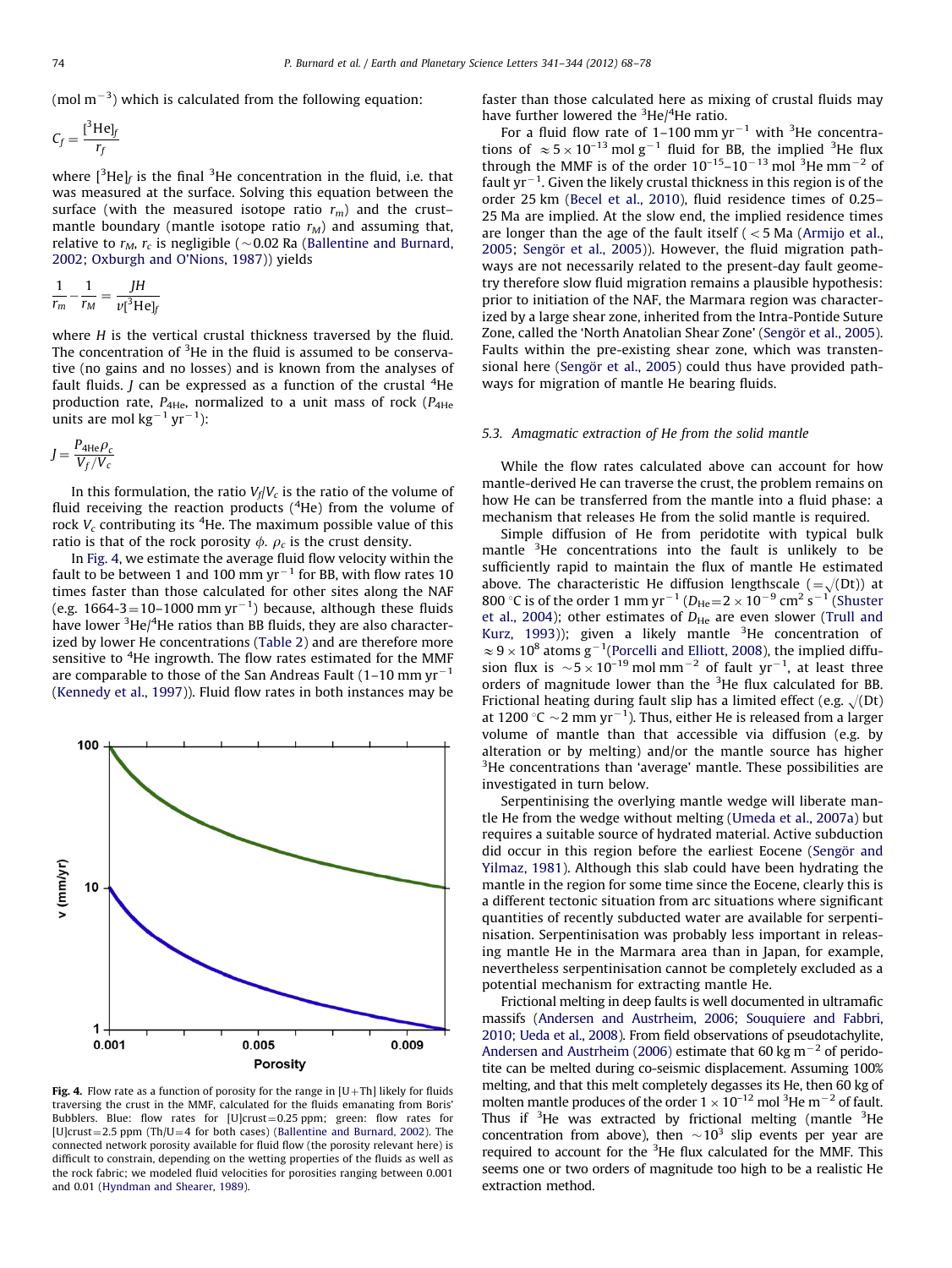($mol\ m^{-3}$) which is calculated from the following equation:

$$C_f = \frac{[^3\mathrm{He}]_f}{r_f}$$

where $[^3\mathrm{He}]_f$ is the final $^3$He concentration in the fluid, i.e. that was measured at the surface. Solving this equation between the surface (with the measured isotope ratio $r_m$) and the crust–mantle boundary (mantle isotope ratio $r_M$) and assuming that, relative to $r_M$, $r_c$ is negligible (~0.02 Ra (Ballentine and Burnard, 2002; Oxburgh and O'Nions, 1987)) yields

$$\frac{1}{r_m} - \frac{1}{r_M} = \frac{JH}{v[^3\mathrm{He}]_f}$$

where $H$ is the vertical crustal thickness traversed by the fluid. The concentration of $^3$He in the fluid is assumed to be conservative (no gains and no losses) and is known from the analyses of fault fluids. $J$ can be expressed as a function of the crustal $^4$He production rate, $P_{4\mathrm{He}}$, normalized to a unit mass of rock ($P_{4\mathrm{He}}$ units are $mol\ kg^{-1}\ yr^{-1}$):

$$J = \frac{P_{4\mathrm{He}}\rho_c}{V_f/V_c}$$

In this formulation, the ratio $V_f/V_c$ is the ratio of the volume of fluid receiving the reaction products ($^4$He) from the volume of rock $V_c$ contributing its $^4$He. The maximum possible value of this ratio is that of the rock porosity $\phi$. $\rho_c$ is the crust density.

In Fig. 4, we estimate the average fluid flow velocity within the fault to be between 1 and 100 mm $yr^{-1}$ for BB, with flow rates 10 times faster than those calculated for other sites along the NAF (e.g. 1664-3 = 10–1000 mm $yr^{-1}$) because, although these fluids have lower $^3$He/$^4$He ratios than BB fluids, they are also characterized by lower He concentrations (Table 2) and are therefore more sensitive to $^4$He ingrowth. The flow rates estimated for the MMF are comparable to those of the San Andreas Fault (1–10 mm $yr^{-1}$ (Kennedy et al., 1997)). Fluid flow rates in both instances may be faster than those calculated here as mixing of crustal fluids may have further lowered the $^3$He/$^4$He ratio.

For a fluid flow rate of 1–100 mm $yr^{-1}$ with $^3$He concentrations of $\approx 5\times10^{-13}$ mol $g^{-1}$ fluid for BB, the implied $^3$He flux through the MMF is of the order $10^{-15}$–$10^{-13}$ mol $^3$He $mm^{-2}$ of fault $yr^{-1}$. Given the likely crustal thickness in this region is of the order 25 km (Becel et al., 2010), fluid residence times of 0.25–25 Ma are implied. At the slow end, the implied residence times are longer than the age of the fault itself (< 5 Ma (Armijo et al., 2005; Sengör et al., 2005)). However, the fluid migration pathways are not necessarily related to the present-day fault geometry therefore slow fluid migration remains a plausible hypothesis: prior to initiation of the NAF, the Marmara region was characterized by a large shear zone, inherited from the Intra-Pontide Suture Zone, called the 'North Anatolian Shear Zone' (Sengör et al., 2005). Faults within the pre-existing shear zone, which was transtensional here (Sengör et al., 2005) could thus have provided pathways for migration of mantle He bearing fluids.

Fig. 4. Flow rate as a function of porosity for the range in [U+Th] likely for fluids traversing the crust in the MMF, calculated for the fluids emanating from Boris' Bubblers. Blue: flow rates for [U]crust = 0.25 ppm; green: flow rates for [U]crust = 2.5 ppm (Th/U = 4 for both cases) (Ballentine and Burnard, 2002). The connected network porosity available for fluid flow (the porosity relevant here) is difficult to constrain, depending on the wetting properties of the fluids as well as the rock fabric; we modeled fluid velocities for porosities ranging between 0.001 and 0.01 (Hyndman and Shearer, 1989).

### 5.3. Amagmatic extraction of He from the solid mantle

While the flow rates calculated above can account for how mantle-derived He can traverse the crust, the problem remains on how He can be transferred from the mantle into a fluid phase: a mechanism that releases He from the solid mantle is required.

Simple diffusion of He from peridotite with typical bulk mantle $^3$He concentrations into the fault is unlikely to be sufficiently rapid to maintain the flux of mantle He estimated above. The characteristic He diffusion lengthscale ($=\sqrt{(Dt)}$) at 800 °C is of the order 1 mm $yr^{-1}$ ($D_{\mathrm{He}} = 2\times10^{-9}$ $cm^2\ s^{-1}$ (Shuster et al., 2004); other estimates of $D_{\mathrm{He}}$ are even slower (Trull and Kurz, 1993)); given a likely mantle $^3$He concentration of $\approx 9\times10^8$ atoms $g^{-1}$ (Porcelli and Elliott, 2008), the implied diffusion flux is $\sim 5\times10^{-19}$ mol $mm^{-2}$ of fault $yr^{-1}$, at least three orders of magnitude lower than the $^3$He flux calculated for BB. Frictional heating during fault slip has a limited effect (e.g. $\sqrt{(Dt)}$ at 1200 °C ~2 mm $yr^{-1}$). Thus, either He is released from a larger volume of mantle than that accessible via diffusion (e.g. by alteration or by melting) and/or the mantle source has higher $^3$He concentrations than 'average' mantle. These possibilities are investigated in turn below.

Serpentinising the overlying mantle wedge will liberate mantle He from the wedge without melting (Umeda et al., 2007a) but requires a suitable source of hydrated material. Active subduction did occur in this region before the earliest Eocene (Sengör and Yilmaz, 1981). Although this slab could have been hydrating the mantle in the region for some time since the Eocene, clearly this is a different tectonic situation from arc situations where significant quantities of recently subducted water are available for serpentinisation. Serpentinisation was probably less important in releasing mantle He in the Marmara area than in Japan, for example, nevertheless serpentinisation cannot be completely excluded as a potential mechanism for extracting mantle He.

Frictional melting in deep faults is well documented in ultramafic massifs (Andersen and Austrheim, 2006; Souquiere and Fabbri, 2010; Ueda et al., 2008). From field observations of pseudotachylite, Andersen and Austrheim (2006) estimate that 60 kg $m^{-2}$ of peridotite can be melted during co-seismic displacement. Assuming 100% melting, and that this melt completely degasses its He, then 60 kg of molten mantle produces of the order $1\times10^{-12}$ mol $^3$He $m^{-2}$ of fault. Thus if $^3$He was extracted by frictional melting (mantle $^3$He concentration from above), then $\sim10^3$ slip events per year are required to account for the $^3$He flux calculated for the MMF. This seems one or two orders of magnitude too high to be a realistic He extraction method.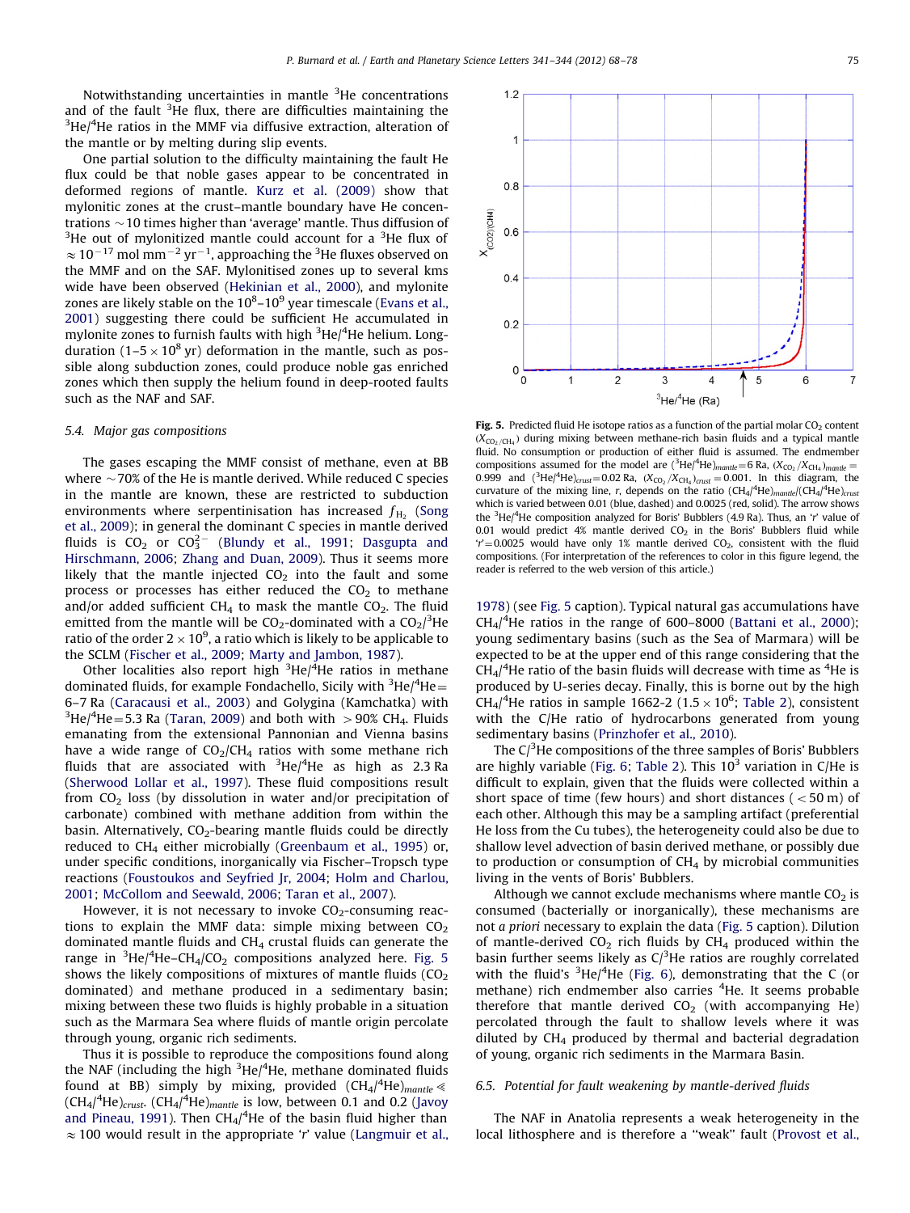Notwithstanding uncertainties in mantle $^3He$ concentrations and of the fault $^3He$ flux, there are difficulties maintaining the $^3He/^4He$ ratios in the MMF via diffusive extraction, alteration of the mantle or by melting during slip events.

One partial solution to the difficulty maintaining the fault He flux could be that noble gases appear to be concentrated in deformed regions of mantle. Kurz et al. (2009) show that mylonitic zones at the crust–mantle boundary have He concentrations ~10 times higher than 'average' mantle. Thus diffusion of $^3He$ out of mylonitized mantle could account for a $^3He$ flux of $\approx 10^{-17}$ mol mm$^{-2}$ yr$^{-1}$, approaching the $^3He$ fluxes observed on the MMF and on the SAF. Mylonitised zones up to several kms wide have been observed (Hekinian et al., 2000), and mylonite zones are likely stable on the $10^8$–$10^9$ year timescale (Evans et al., 2001) suggesting there could be sufficient He accumulated in mylonite zones to furnish faults with high $^3He/^4He$ helium. Long-duration (1–5 $\times 10^8$ yr) deformation in the mantle, such as possible along subduction zones, could produce noble gas enriched zones which then supply the helium found in deep-rooted faults such as the NAF and SAF.

### 5.4. Major gas compositions

The gases escaping the MMF consist of methane, even at BB where ~70% of the He is mantle derived. While reduced C species in the mantle are known, these are restricted to subduction environments where serpentinisation has increased $f_{H_2}$ (Song et al., 2009); in general the dominant C species in mantle derived fluids is $CO_2$ or $CO_3^{2-}$ (Blundy et al., 1991; Dasgupta and Hirschmann, 2006; Zhang and Duan, 2009). Thus it seems more likely that the mantle injected $CO_2$ into the fault and some process or processes has either reduced the $CO_2$ to methane and/or added sufficient $CH_4$ to mask the mantle $CO_2$. The fluid emitted from the mantle will be $CO_2$-dominated with a $CO_2/^3He$ ratio of the order $2 \times 10^9$, a ratio which is likely to be applicable to the SCLM (Fischer et al., 2009; Marty and Jambon, 1987).

Other localities also report high $^3He/^4He$ ratios in methane dominated fluids, for example Fondachello, Sicily with $^3He/^4He =$ 6–7 Ra (Caracausi et al., 2003) and Golygina (Kamchatka) with $^3He/^4He = 5.3$ Ra (Taran, 2009) and both with >90% $CH_4$. Fluids emanating from the extensional Pannonian and Vienna basins have a wide range of $CO_2/CH_4$ ratios with some methane rich fluids that are associated with $^3He/^4He$ as high as 2.3 Ra (Sherwood Lollar et al., 1997). These fluid compositions result from $CO_2$ loss (by dissolution in water and/or precipitation of carbonate) combined with methane addition from within the basin. Alternatively, $CO_2$-bearing mantle fluids could be directly reduced to $CH_4$ either microbially (Greenbaum et al., 1995) or, under specific conditions, inorganically via Fischer–Tropsch type reactions (Foustoukos and Seyfried Jr, 2004; Holm and Charlou, 2001; McCollom and Seewald, 2006; Taran et al., 2007).

However, it is not necessary to invoke $CO_2$-consuming reactions to explain the MMF data: simple mixing between $CO_2$ dominated mantle fluids and $CH_4$ crustal fluids can generate the range in $^3He/^4He$–$CH_4/CO_2$ compositions analyzed here. Fig. 5 shows the likely compositions of mixtures of mantle fluids ($CO_2$ dominated) and methane produced in a sedimentary basin; mixing between these two fluids is highly probable in a situation such as the Marmara Sea where fluids of mantle origin percolate through young, organic rich sediments.

Thus it is possible to reproduce the compositions found along the NAF (including the high $^3He/^4He$, methane dominated fluids found at BB) simply by mixing, provided $(CH_4/^4He)_{mantle} \ll (CH_4/^4He)_{crust}$. $(CH_4/^4He)_{mantle}$ is low, between 0.1 and 0.2 (Javoy and Pineau, 1991). Then $CH_4/^4He$ of the basin fluid higher than $\approx 100$ would result in the appropriate 'r' value (Langmuir et al., 1978) (see Fig. 5 caption). Typical natural gas accumulations have $CH_4/^4He$ ratios in the range of 600–8000 (Battani et al., 2000); young sedimentary basins (such as the Sea of Marmara) will be expected to be at the upper end of this range considering that the $CH_4/^4He$ ratio of the basin fluids will decrease with time as $^4He$ is produced by U-series decay. Finally, this is borne out by the high $CH_4/^4He$ ratios in sample 1662-2 ($1.5 \times 10^6$; Table 2), consistent with the C/He ratio of hydrocarbons generated from young sedimentary basins (Prinzhofer et al., 2010).

Fig. 5. Predicted fluid He isotope ratios as a function of the partial molar $CO_2$ content ($X_{CO_2/CH_4}$) during mixing between methane-rich basin fluids and a typical mantle fluid. No consumption or production of either fluid is assumed. The endmember compositions assumed for the model are $(^3He/^4He)_{mantle} = 6$ Ra, $(X_{CO_2}/X_{CH_4})_{mantle} =$ 0.999 and $(^3He/^4He)_{crust} = 0.02$ Ra, $(X_{CO_2}/X_{CH_4})_{crust} = 0.001$. In this diagram, the curvature of the mixing line, r, depends on the ratio $(CH_4/^4He)_{mantle}/(CH_4/^4He)_{crust}$ which is varied between 0.01 (blue, dashed) and 0.0025 (red, solid). The arrow shows the $^3He/^4He$ composition analyzed for Boris' Bubblers (4.9 Ra). Thus, an 'r' value of 0.01 would predict 4% mantle derived $CO_2$ in the Boris' Bubblers fluid while 'r' = 0.0025 would have only 1% mantle derived $CO_2$, consistent with the fluid compositions. (For interpretation of the references to color in this figure legend, the reader is referred to the web version of this article.)

The $C/^3He$ compositions of the three samples of Boris' Bubblers are highly variable (Fig. 6; Table 2). This $10^3$ variation in C/He is difficult to explain, given that the fluids were collected within a short space of time (few hours) and short distances (<50 m) of each other. Although this may be a sampling artifact (preferential He loss from the Cu tubes), the heterogeneity could also be due to shallow level advection of basin derived methane, or possibly due to production or consumption of $CH_4$ by microbial communities living in the vents of Boris' Bubblers.

Although we cannot exclude mechanisms where mantle $CO_2$ is consumed (bacterially or inorganically), these mechanisms are not *a priori* necessary to explain the data (Fig. 5 caption). Dilution of mantle-derived $CO_2$ rich fluids by $CH_4$ produced within the basin further seems likely as $C/^3He$ ratios are roughly correlated with the fluid's $^3He/^4He$ (Fig. 6), demonstrating that the C (or methane) rich endmember also carries $^4He$. It seems probable therefore that mantle derived $CO_2$ (with accompanying He) percolated through the fault to shallow levels where it was diluted by $CH_4$ produced by thermal and bacterial degradation of young, organic rich sediments in the Marmara Basin.

### 6.5. Potential for fault weakening by mantle-derived fluids

The NAF in Anatolia represents a weak heterogeneity in the local lithosphere and is therefore a "weak" fault (Provost et al.,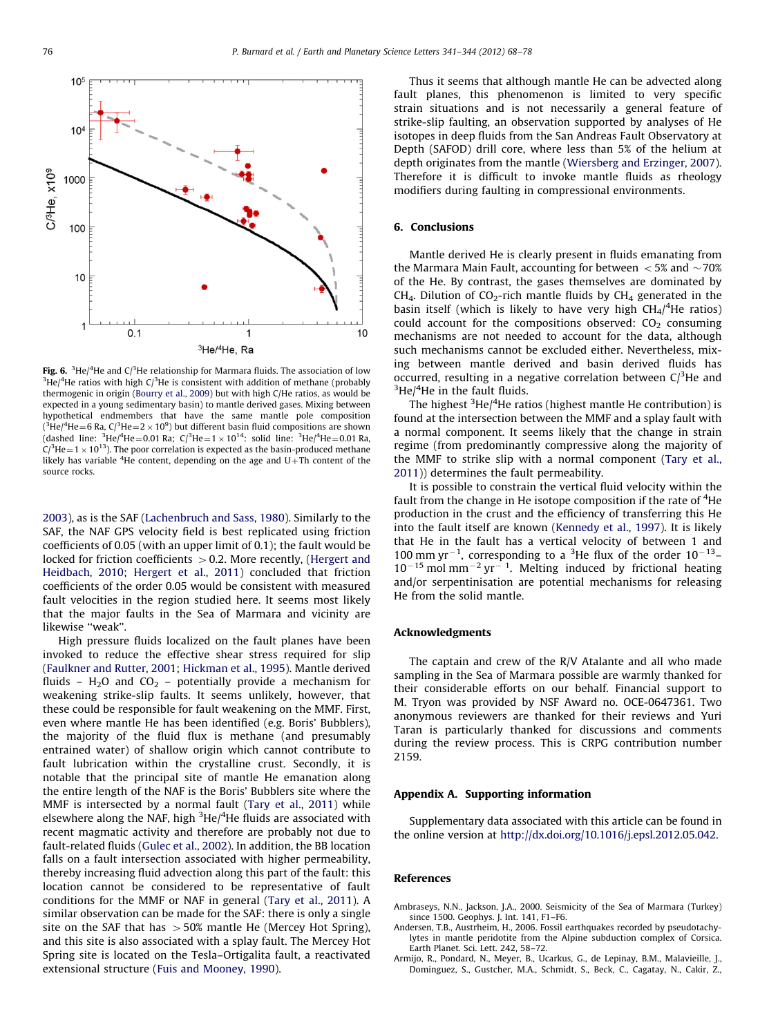Fig. 6. $^3He/^4He$ and $C/^3He$ relationship for Marmara fluids. The association of low $^3He/^4He$ ratios with high $C/^3He$ is consistent with addition of methane (probably thermogenic in origin (Bourry et al., 2009) but with high C/He ratios, as would be expected in a young sedimentary basin) to mantle derived gases. Mixing between hypothetical endmembers that have the same mantle pole composition ($^3He/^4He=6$ Ra, $C/^3He=2\times10^9$) but different basin fluid compositions are shown (dashed line: $^3He/^4He=0.01$ Ra; $C/^3He=1\times10^{14}$: solid line: $^3He/^4He=0.01$ Ra, $C/^3He=1\times10^{13}$). The poor correlation is expected as the basin-produced methane likely has variable $^4He$ content, depending on the age and U+Th content of the source rocks.

2003), as is the SAF (Lachenbruch and Sass, 1980). Similarly to the SAF, the NAF GPS velocity field is best replicated using friction coefficients of 0.05 (with an upper limit of 0.1); the fault would be locked for friction coefficients >0.2. More recently, (Hergert and Heidbach, 2010; Hergert et al., 2011) concluded that friction coefficients of the order 0.05 would be consistent with measured fault velocities in the region studied here. It seems most likely that the major faults in the Sea of Marmara and vicinity are likewise "weak".

High pressure fluids localized on the fault planes have been invoked to reduce the effective shear stress required for slip (Faulkner and Rutter, 2001; Hickman et al., 1995). Mantle derived fluids – $H_2O$ and $CO_2$ – potentially provide a mechanism for weakening strike-slip faults. It seems unlikely, however, that these could be responsible for fault weakening on the MMF. First, even where mantle He has been identified (e.g. Boris' Bubblers), the majority of the fluid flux is methane (and presumably entrained water) of shallow origin which cannot contribute to fault lubrication within the crystalline crust. Secondly, it is notable that the principal site of mantle He emanation along the entire length of the NAF is the Boris' Bubblers site where the MMF is intersected by a normal fault (Tary et al., 2011) while elsewhere along the NAF, high $^3He/^4He$ fluids are associated with recent magmatic activity and therefore are probably not due to fault-related fluids (Gulec et al., 2002). In addition, the BB location falls on a fault intersection associated with higher permeability, thereby increasing fluid advection along this part of the fault: this location cannot be considered to be representative of fault conditions for the MMF or NAF in general (Tary et al., 2011). A similar observation can be made for the SAF: there is only a single site on the SAF that has >50% mantle He (Mercey Hot Spring), and this site is also associated with a splay fault. The Mercey Hot Spring site is located on the Tesla–Ortigalita fault, a reactivated extensional structure (Fuis and Mooney, 1990).

Thus it seems that although mantle He can be advected along fault planes, this phenomenon is limited to very specific strain situations and is not necessarily a general feature of strike-slip faulting, an observation supported by analyses of He isotopes in deep fluids from the San Andreas Fault Observatory at Depth (SAFOD) drill core, where less than 5% of the helium at depth originates from the mantle (Wiersberg and Erzinger, 2007). Therefore it is difficult to invoke mantle fluids as rheology modifiers during faulting in compressional environments.

## 6. Conclusions

Mantle derived He is clearly present in fluids emanating from the Marmara Main Fault, accounting for between <5% and ~70% of the He. By contrast, the gases themselves are dominated by $CH_4$. Dilution of $CO_2$-rich mantle fluids by $CH_4$ generated in the basin itself (which is likely to have very high $CH_4/^4He$ ratios) could account for the compositions observed: $CO_2$ consuming mechanisms are not needed to account for the data, although such mechanisms cannot be excluded either. Nevertheless, mixing between mantle derived and basin derived fluids has occurred, resulting in a negative correlation between $C/^3He$ and $^3He/^4He$ in the fault fluids.

The highest $^3He/^4He$ ratios (highest mantle He contribution) is found at the intersection between the MMF and a splay fault with a normal component. It seems likely that the change in strain regime (from predominantly compressive along the majority of the MMF to strike slip with a normal component (Tary et al., 2011)) determines the fault permeability.

It is possible to constrain the vertical fluid velocity within the fault from the change in He isotope composition if the rate of $^4He$ production in the crust and the efficiency of transferring this He into the fault itself are known (Kennedy et al., 1997). It is likely that He in the fault has a vertical velocity of between 1 and 100 mm $yr^{-1}$, corresponding to a $^3He$ flux of the order $10^{-13}$–$10^{-15}$ mol $mm^{-2}$ $yr^{-1}$. Melting induced by frictional heating and/or serpentinisation are potential mechanisms for releasing He from the solid mantle.

## Acknowledgments

The captain and crew of the R/V Atalante and all who made sampling in the Sea of Marmara possible are warmly thanked for their considerable efforts on our behalf. Financial support to M. Tryon was provided by NSF Award no. OCE-0647361. Two anonymous reviewers are thanked for their reviews and Yuri Taran is particularly thanked for discussions and comments during the review process. This is CRPG contribution number 2159.

## Appendix A. Supporting information

Supplementary data associated with this article can be found in the online version at http://dx.doi.org/10.1016/j.epsl.2012.05.042.

## References

Ambraseys, N.N., Jackson, J.A., 2000. Seismicity of the Sea of Marmara (Turkey) since 1500. Geophys. J. Int. 141, F1–F6.

Andersen, T.B., Austrheim, H., 2006. Fossil earthquakes recorded by pseudotachylytes in mantle peridotite from the Alpine subduction complex of Corsica. Earth Planet. Sci. Lett. 242, 58–72.

Armijo, R., Pondard, N., Meyer, B., Ucarkus, G., de Lepinay, B.M., Malavieille, J., Dominguez, S., Gustcher, M.A., Schmidt, S., Beck, C., Cagatay, N., Cakir, Z.,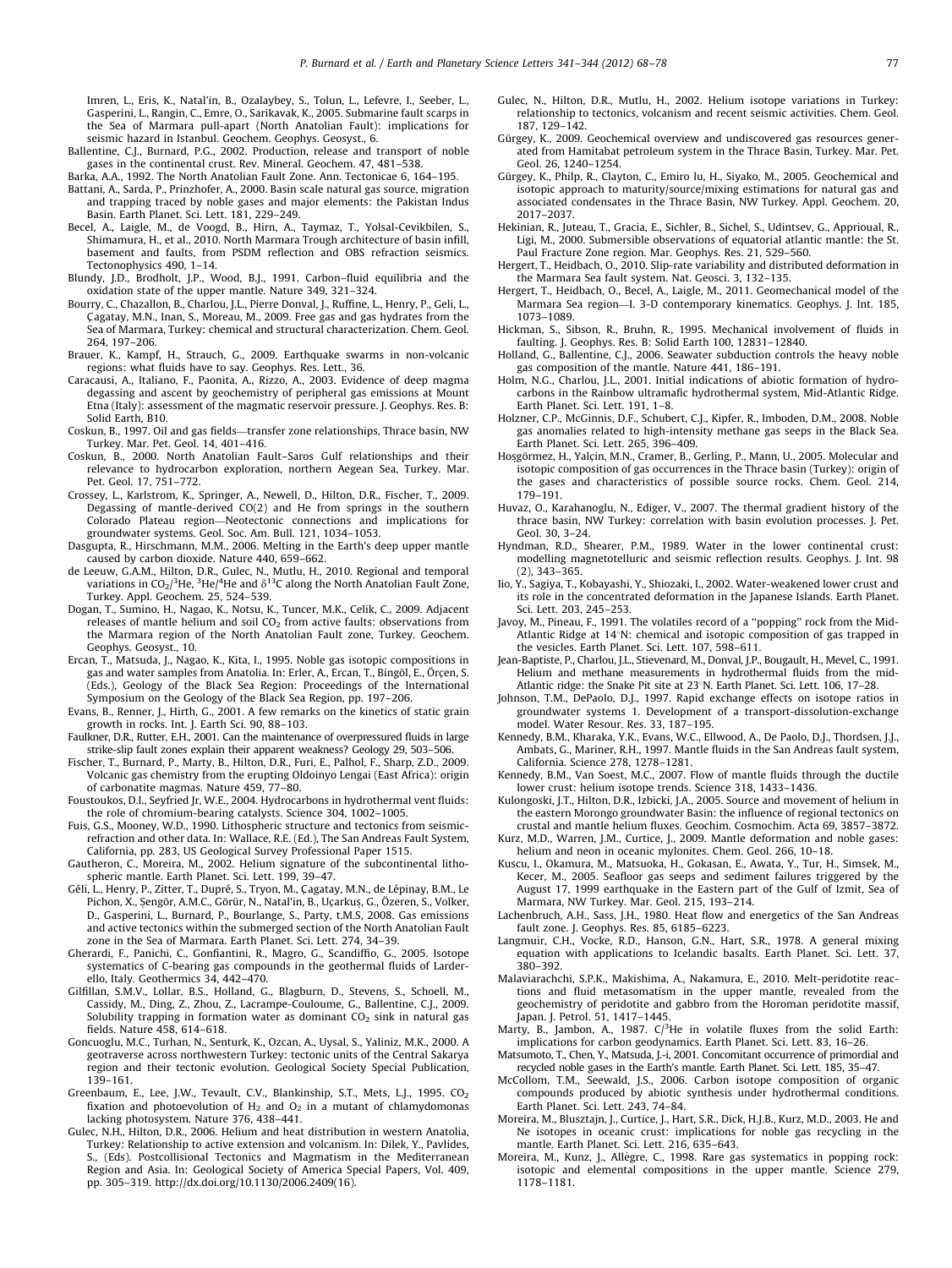Imren, L., Eris, K., Natal'in, B., Ozalaybey, S., Tolun, L., Lefevre, I., Seeber, L., Gasperini, L., Rangin, C., Emre, O., Sarikavak, K., 2005. Submarine fault scarps in the Sea of Marmara pull-apart (North Anatolian Fault): implications for seismic hazard in Istanbul. Geochem. Geophys. Geosyst., 6.

Ballentine, C.J., Burnard, P.G., 2002. Production, release and transport of noble gases in the continental crust. Rev. Mineral. Geochem. 47, 481–538.

Barka, A.A., 1992. The North Anatolian Fault Zone. Ann. Tectonicae 6, 164–195.

Battani, A., Sarda, P., Prinzhofer, A., 2000. Basin scale natural gas source, migration and trapping traced by noble gases and major elements: the Pakistan Indus Basin. Earth Planet. Sci. Lett. 181, 229–249.

Becel, A., Laigle, M., de Voogd, B., Hirn, A., Taymaz, T., Yolsal-Cevikbilen, S., Shimamura, H., et al., 2010. North Marmara Trough architecture of basin infill, basement and faults, from PSDM reflection and OBS refraction seismics. Tectonophysics 490, 1–14.

Blundy, J.D., Brodholt, J.P., Wood, B.J., 1991. Carbon–fluid equilibria and the oxidation state of the upper mantle. Nature 349, 321–324.

Bourry, C., Chazallon, B., Charlou, J.L., Pierre Donval, J., Ruffine, L., Henry, P., Geli, L., Çagatay, M.N., Inan, S., Moreau, M., 2009. Free gas and gas hydrates from the Sea of Marmara, Turkey: chemical and structural characterization. Chem. Geol. 264, 197–206.

Brauer, K., Kampf, H., Strauch, G., 2009. Earthquake swarms in non-volcanic regions: what fluids have to say. Geophys. Res. Lett., 36.

Caracausi, A., Italiano, F., Paonita, A., Rizzo, A., 2003. Evidence of deep magma degassing and ascent by geochemistry of peripheral gas emissions at Mount Etna (Italy): assessment of the magmatic reservoir pressure. J. Geophys. Res. B: Solid Earth, B10.

Coskun, B., 1997. Oil and gas fields—transfer zone relationships, Thrace basin, NW Turkey. Mar. Pet. Geol. 14, 401–416.

Coskun, B., 2000. North Anatolian Fault–Saros Gulf relationships and their relevance to hydrocarbon exploration, northern Aegean Sea, Turkey. Mar. Pet. Geol. 17, 751–772.

Crossey, L., Karlstrom, K., Springer, A., Newell, D., Hilton, D.R., Fischer, T., 2009. Degassing of mantle-derived CO(2) and He from springs in the southern Colorado Plateau region—Neotectonic connections and implications for groundwater systems. Geol. Soc. Am. Bull. 121, 1034–1053.

Dasgupta, R., Hirschmann, M.M., 2006. Melting in the Earth's deep upper mantle caused by carbon dioxide. Nature 440, 659–662.

de Leeuw, G.A.M., Hilton, D.R., Gulec, N., Mutlu, H., 2010. Regional and temporal variations in $CO_2/^3He$, $^3He/^4He$ and $\delta^{13}C$ along the North Anatolian Fault Zone, Turkey. Appl. Geochem. 25, 524–539.

Dogan, T., Sumino, H., Nagao, K., Notsu, K., Tuncer, M.K., Celik, C., 2009. Adjacent releases of mantle helium and soil $CO_2$ from active faults: observations from the Marmara region of the North Anatolian Fault zone, Turkey. Geochem. Geophys. Geosyst., 10.

Ercan, T., Matsuda, J., Nagao, K., Kita, I., 1995. Noble gas isotopic compositions in gas and water samples from Anatolia. In: Erler, A., Ercan, T., Bingöl, E., Örçen, S. (Eds.), Geology of the Black Sea Region: Proceedings of the International Symposium on the Geology of the Black Sea Region, pp. 197–206.

Evans, B., Renner, J., Hirth, G., 2001. A few remarks on the kinetics of static grain growth in rocks. Int. J. Earth Sci. 90, 88–103.

Faulkner, D.R., Rutter, E.H., 2001. Can the maintenance of overpressured fluids in large strike-slip fault zones explain their apparent weakness? Geology 29, 503–506.

Fischer, T., Burnard, P., Marty, B., Hilton, D.R., Furi, E., Palhol, F., Sharp, Z.D., 2009. Volcanic gas chemistry from the erupting Oldoinyo Lengai (East Africa): origin of carbonatite magmas. Nature 459, 77–80.

Foustoukos, D.I., Seyfried Jr, W.E., 2004. Hydrocarbons in hydrothermal vent fluids: the role of chromium-bearing catalysts. Science 304, 1002–1005.

Fuis, G.S., Mooney, W.D., 1990. Lithospheric structure and tectonics from seismic-refraction and other data. In: Wallace, R.E. (Ed.), The San Andreas Fault System, California, pp. 283, US Geological Survey Professional Paper 1515.

Gautheron, C., Moreira, M., 2002. Helium signature of the subcontinental lithospheric mantle. Earth Planet. Sci. Lett. 199, 39–47.

Géli, L., Henry, P., Zitter, T., Dupré, S., Tryon, M., Çagatay, M.N., de Lépinay, B.M., Le Pichon, X., Şengör, A.M.C., Görür, N., Natal'in, B., Uçarkuş, G., Özeren, S., Volker, D., Gasperini, L., Burnard, P., Bourlange, S., Party, t.M.S, 2008. Gas emissions and active tectonics within the submerged section of the North Anatolian Fault zone in the Sea of Marmara. Earth Planet. Sci. Lett. 274, 34–39.

Gherardi, F., Panichi, C., Gonfiantini, R., Magro, G., Scandiffio, G., 2005. Isotope systematics of C-bearing gas compounds in the geothermal fluids of Larderello, Italy. Geothermics 34, 442–470.

Gilfillan, S.M.V., Lollar, B.S., Holland, G., Blagburn, D., Stevens, S., Schoell, M., Cassidy, M., Ding, Z., Zhou, Z., Lacrampe-Couloume, G., Ballentine, C.J., 2009. Solubility trapping in formation water as dominant $CO_2$ sink in natural gas fields. Nature 458, 614–618.

Goncuoglu, M.C., Turhan, N., Senturk, K., Ozcan, A., Uysal, S., Yaliniz, M.K., 2000. A geotraverse across northwestern Turkey: tectonic units of the Central Sakarya region and their tectonic evolution. Geological Society Special Publication, 139–161.

Greenbaum, E., Lee, J.W., Tevault, C.V., Blankinship, S.T., Mets, L.J., 1995. $CO_2$ fixation and photoevolution of $H_2$ and $O_2$ in a mutant of chlamydomonas lacking photosystem. Nature 376, 438–441.

Gulec, N.H., Hilton, D.R., 2006. Helium and heat distribution in western Anatolia, Turkey: Relationship to active extension and volcanism. In: Dilek, Y., Pavlides, S., (Eds). Postcollisional Tectonics and Magmatism in the Mediterranean Region and Asia. In: Geological Society of America Special Papers, Vol. 409, pp. 305–319. http://dx.doi.org/10.1130/2006.2409(16).

Gulec, N., Hilton, D.R., Mutlu, H., 2002. Helium isotope variations in Turkey: relationship to tectonics, volcanism and recent seismic activities. Chem. Geol. 187, 129–142.

Gürgey, K., 2009. Geochemical overview and undiscovered gas resources generated from Hamitabat petroleum system in the Thrace Basin, Turkey. Mar. Pet. Geol. 26, 1240–1254.

Gürgey, K., Philp, R., Clayton, C., Emiro lu, H., Siyako, M., 2005. Geochemical and isotopic approach to maturity/source/mixing estimations for natural gas and associated condensates in the Thrace Basin, NW Turkey. Appl. Geochem. 20, 2017–2037.

Hekinian, R., Juteau, T., Gracia, E., Sichler, B., Sichel, S., Udintsev, G., Apprioual, R., Ligi, M., 2000. Submersible observations of equatorial atlantic mantle: the St. Paul Fracture Zone region. Mar. Geophys. Res. 21, 529–560.

Hergert, T., Heidbach, O., 2010. Slip-rate variability and distributed deformation in the Marmara Sea fault system. Nat. Geosci. 3, 132–135.

Hergert, T., Heidbach, O., Becel, A., Laigle, M., 2011. Geomechanical model of the Marmara Sea region—I. 3-D contemporary kinematics. Geophys. J. Int. 185, 1073–1089.

Hickman, S., Sibson, R., Bruhn, R., 1995. Mechanical involvement of fluids in faulting. J. Geophys. Res. B: Solid Earth 100, 12831–12840.

Holland, G., Ballentine, C.J., 2006. Seawater subduction controls the heavy noble gas composition of the mantle. Nature 441, 186–191.

Holm, N.G., Charlou, J.L., 2001. Initial indications of abiotic formation of hydrocarbons in the Rainbow ultramafic hydrothermal system, Mid-Atlantic Ridge. Earth Planet. Sci. Lett. 191, 1–8.

Holzner, C.P., McGinnis, D.F., Schubert, C.J., Kipfer, R., Imboden, D.M., 2008. Noble gas anomalies related to high-intensity methane gas seeps in the Black Sea. Earth Planet. Sci. Lett. 265, 396–409.

Hoşgörmez, H., Yalçin, M.N., Cramer, B., Gerling, P., Mann, U., 2005. Molecular and isotopic composition of gas occurrences in the Thrace basin (Turkey): origin of the gases and characteristics of possible source rocks. Chem. Geol. 214, 179–191.

Huvaz, O., Karahanoglu, N., Ediger, V., 2007. The thermal gradient history of the thrace basin, NW Turkey: correlation with basin evolution processes. J. Pet. Geol. 30, 3–24.

Hyndman, R.D., Shearer, P.M., 1989. Water in the lower continental crust: modelling magnetotelluric and seismic reflection results. Geophys. J. Int. 98 (2), 343–365.

Iio, Y., Sagiya, T., Kobayashi, Y., Shiozaki, I., 2002. Water-weakened lower crust and its role in the concentrated deformation in the Japanese Islands. Earth Planet. Sci. Lett. 203, 245–253.

Javoy, M., Pineau, F., 1991. The volatiles record of a "popping" rock from the Mid-Atlantic Ridge at 14°N: chemical and isotopic composition of gas trapped in the vesicles. Earth Planet. Sci. Lett. 107, 598–611.

Jean-Baptiste, P., Charlou, J.L., Stievenard, M., Donval, J.P., Bougault, H., Mevel, C., 1991. Helium and methane measurements in hydrothermal fluids from the mid-Atlantic ridge: the Snake Pit site at 23°N. Earth Planet. Sci. Lett. 106, 17–28.

Johnson, T.M., DePaolo, D.J., 1997. Rapid exchange effects on isotope ratios in groundwater systems 1. Development of a transport-dissolution-exchange model. Water Resour. Res. 33, 187–195.

Kennedy, B.M., Kharaka, Y.K., Evans, W.C., Ellwood, A., De Paolo, D.J., Thordsen, J.J., Ambats, G., Mariner, R.H., 1997. Mantle fluids in the San Andreas fault system, California. Science 278, 1278–1281.

Kennedy, B.M., Van Soest, M.C., 2007. Flow of mantle fluids through the ductile lower crust: helium isotope trends. Science 318, 1433–1436.

Kulongoski, J.T., Hilton, D.R., Izbicki, J.A., 2005. Source and movement of helium in the eastern Morongo groundwater Basin: the influence of regional tectonics on crustal and mantle helium fluxes. Geochim. Cosmochim. Acta 69, 3857–3872.

Kurz, M.D., Warren, J.M., Curtice, J., 2009. Mantle deformation and noble gases: helium and neon in oceanic mylonites. Chem. Geol. 266, 10–18.

Kuscu, I., Okamura, M., Matsuoka, H., Gokasan, E., Awata, Y., Tur, H., Simsek, M., Kecer, M., 2005. Seafloor gas seeps and sediment failures triggered by the August 17, 1999 earthquake in the Eastern part of the Gulf of Izmit, Sea of Marmara, NW Turkey. Mar. Geol. 215, 193–214.

Lachenbruch, A.H., Sass, J.H., 1980. Heat flow and energetics of the San Andreas fault zone. J. Geophys. Res. 85, 6185–6223.

Langmuir, C.H., Vocke, R.D., Hanson, G.N., Hart, S.R., 1978. A general mixing equation with applications to Icelandic basalts. Earth Planet. Sci. Lett. 37, 380–392.

Malaviarachchi, S.P.K., Makishima, A., Nakamura, E., 2010. Melt-peridotite reactions and fluid metasomatism in the upper mantle, revealed from the geochemistry of peridotite and gabbro from the Horoman peridotite massif, Japan. J. Petrol. 51, 1417–1445.

Marty, B., Jambon, A., 1987. $C/^3He$ in volatile fluxes from the solid Earth: implications for carbon geodynamics. Earth Planet. Sci. Lett. 83, 16–26.

Matsumoto, T., Chen, Y., Matsuda, J.-i, 2001. Concomitant occurrence of primordial and recycled noble gases in the Earth's mantle. Earth Planet. Sci. Lett. 185, 35–47.

McCollom, T.M., Seewald, J.S., 2006. Carbon isotope composition of organic compounds produced by abiotic synthesis under hydrothermal conditions. Earth Planet. Sci. Lett. 243, 74–84.

Moreira, M., Blusztajn, J., Curtice, J., Hart, S.R., Dick, H.J.B., Kurz, M.D., 2003. He and Ne isotopes in oceanic crust: implications for noble gas recycling in the mantle. Earth Planet. Sci. Lett. 216, 635–643.

Moreira, M., Kunz, J., Allègre, C., 1998. Rare gas systematics in popping rock: isotopic and elemental compositions in the upper mantle. Science 279, 1178–1181.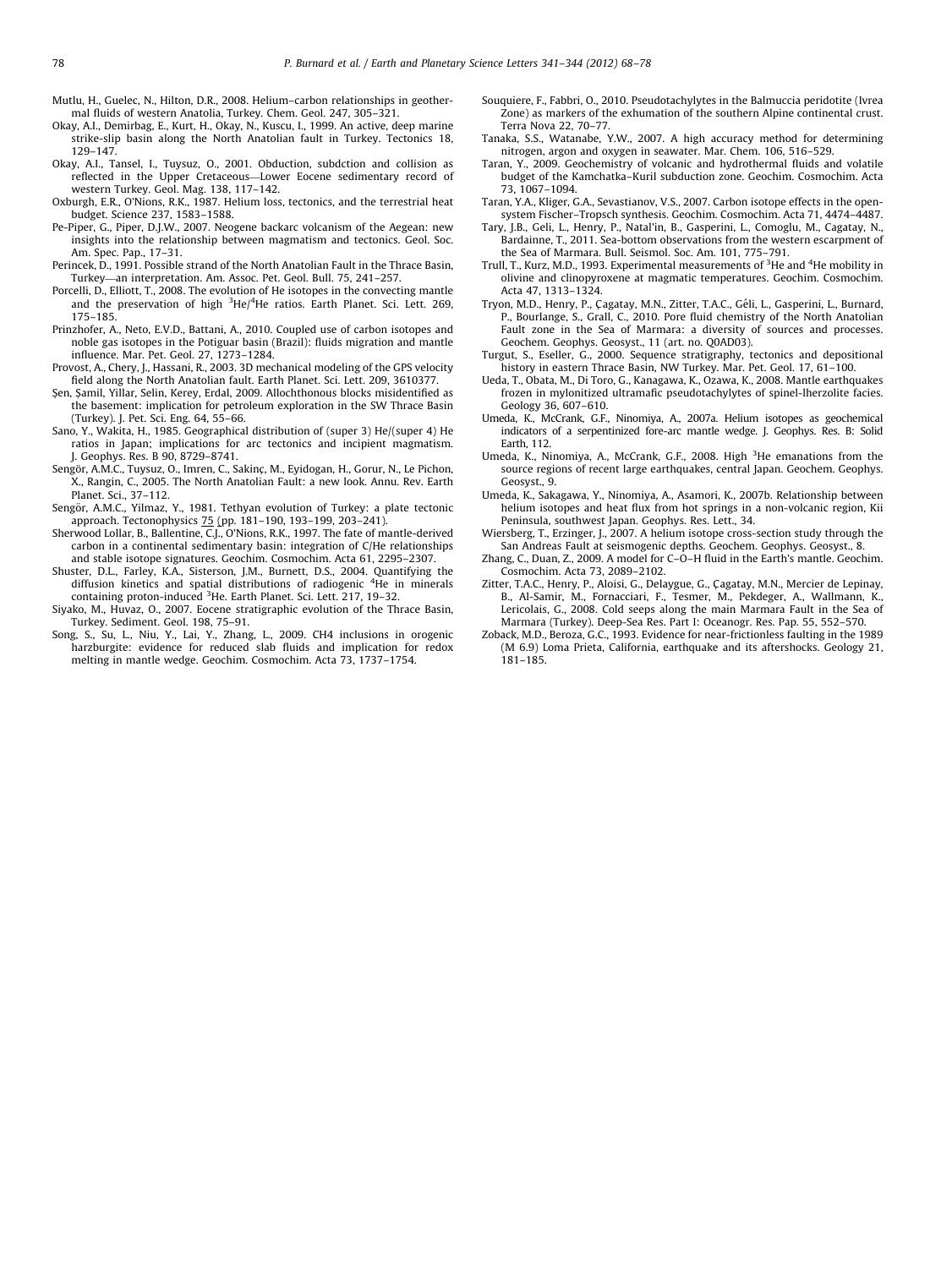Mutlu, H., Guelec, N., Hilton, D.R., 2008. Helium–carbon relationships in geothermal fluids of western Anatolia, Turkey. Chem. Geol. 247, 305–321.

Okay, A.I., Demirbag, E., Kurt, H., Okay, N., Kuscu, I., 1999. An active, deep marine strike-slip basin along the North Anatolian fault in Turkey. Tectonics 18, 129–147.

Okay, A.I., Tansel, I., Tuysuz, O., 2001. Obduction, subdction and collision as reflected in the Upper Cretaceous—Lower Eocene sedimentary record of western Turkey. Geol. Mag. 138, 117–142.

Oxburgh, E.R., O'Nions, R.K., 1987. Helium loss, tectonics, and the terrestrial heat budget. Science 237, 1583–1588.

Pe-Piper, G., Piper, D.J.W., 2007. Neogene backarc volcanism of the Aegean: new insights into the relationship between magmatism and tectonics. Geol. Soc. Am. Spec. Pap., 17–31.

Perincek, D., 1991. Possible strand of the North Anatolian Fault in the Thrace Basin, Turkey—an interpretation. Am. Assoc. Pet. Geol. Bull. 75, 241–257.

Porcelli, D., Elliott, T., 2008. The evolution of He isotopes in the convecting mantle and the preservation of high $^{3}He/^{4}He$ ratios. Earth Planet. Sci. Lett. 269, 175–185.

Prinzhofer, A., Neto, E.V.D., Battani, A., 2010. Coupled use of carbon isotopes and noble gas isotopes in the Potiguar basin (Brazil): fluids migration and mantle influence. Mar. Pet. Geol. 27, 1273–1284.

Provost, A., Chery, J., Hassani, R., 2003. 3D mechanical modeling of the GPS velocity field along the North Anatolian fault. Earth Planet. Sci. Lett. 209, 3610377.

Şen, Şamil, Yillar, Selin, Kerey, Erdal, 2009. Allochthonous blocks misidentified as the basement: implication for petroleum exploration in the SW Thrace Basin (Turkey). J. Pet. Sci. Eng. 64, 55–66.

Sano, Y., Wakita, H., 1985. Geographical distribution of (super 3) He/(super 4) He ratios in Japan; implications for arc tectonics and incipient magmatism. J. Geophys. Res. B 90, 8729–8741.

Sengör, A.M.C., Tuysuz, O., Imren, C., Sakinç, M., Eyidogan, H., Gorur, N., Le Pichon, X., Rangin, C., 2005. The North Anatolian Fault: a new look. Annu. Rev. Earth Planet. Sci., 37–112.

Sengör, A.M.C., Yilmaz, Y., 1981. Tethyan evolution of Turkey: a plate tectonic approach. Tectonophysics 75 (pp. 181–190, 193–199, 203–241).

Sherwood Lollar, B., Ballentine, C.J., O'Nions, R.K., 1997. The fate of mantle-derived carbon in a continental sedimentary basin: integration of C/He relationships and stable isotope signatures. Geochim. Cosmochim. Acta 61, 2295–2307.

Shuster, D.L., Farley, K.A., Sisterson, J.M., Burnett, D.S., 2004. Quantifying the diffusion kinetics and spatial distributions of radiogenic $^{4}He$ in minerals containing proton-induced $^{3}He$. Earth Planet. Sci. Lett. 217, 19–32.

Siyako, M., Huvaz, O., 2007. Eocene stratigraphic evolution of the Thrace Basin, Turkey. Sediment. Geol. 198, 75–91.

Song, S., Su, L., Niu, Y., Lai, Y., Zhang, L., 2009. CH4 inclusions in orogenic harzburgite: evidence for reduced slab fluids and implication for redox melting in mantle wedge. Geochim. Cosmochim. Acta 73, 1737–1754.

Souquiere, F., Fabbri, O., 2010. Pseudotachylytes in the Balmuccia peridotite (Ivrea Zone) as markers of the exhumation of the southern Alpine continental crust. Terra Nova 22, 70–77.

Tanaka, S.S., Watanabe, Y.W., 2007. A high accuracy method for determining nitrogen, argon and oxygen in seawater. Mar. Chem. 106, 516–529.

Taran, Y., 2009. Geochemistry of volcanic and hydrothermal fluids and volatile budget of the Kamchatka–Kuril subduction zone. Geochim. Cosmochim. Acta 73, 1067–1094.

Taran, Y.A., Kliger, G.A., Sevastianov, V.S., 2007. Carbon isotope effects in the open-system Fischer–Tropsch synthesis. Geochim. Cosmochim. Acta 71, 4474–4487.

Tary, J.B., Geli, L., Henry, P., Natal'in, B., Gasperini, L., Comoglu, M., Cagatay, N., Bardainne, T., 2011. Sea-bottom observations from the western escarpment of the Sea of Marmara. Bull. Seismol. Soc. Am. 101, 775–791.

Trull, T., Kurz, M.D., 1993. Experimental measurements of $^{3}He$ and $^{4}He$ mobility in olivine and clinopyroxene at magmatic temperatures. Geochim. Cosmochim. Acta 47, 1313–1324.

Tryon, M.D., Henry, P., Çagatay, M.N., Zitter, T.A.C., Géli, L., Gasperini, L., Burnard, P., Bourlange, S., Grall, C., 2010. Pore fluid chemistry of the North Anatolian Fault zone in the Sea of Marmara: a diversity of sources and processes. Geochem. Geophys. Geosyst., 11 (art. no. Q0AD03).

Turgut, S., Eseller, G., 2000. Sequence stratigraphy, tectonics and depositional history in eastern Thrace Basin, NW Turkey. Mar. Pet. Geol. 17, 61–100.

Ueda, T., Obata, M., Di Toro, G., Kanagawa, K., Ozawa, K., 2008. Mantle earthquakes frozen in mylonitized ultramafic pseudotachylytes of spinel-lherzolite facies. Geology 36, 607–610.

Umeda, K., McCrank, G.F., Ninomiya, A., 2007a. Helium isotopes as geochemical indicators of a serpentinized fore-arc mantle wedge. J. Geophys. Res. B: Solid Earth, 112.

Umeda, K., Ninomiya, A., McCrank, G.F., 2008. High $^{3}He$ emanations from the source regions of recent large earthquakes, central Japan. Geochem. Geophys. Geosyst., 9.

Umeda, K., Sakagawa, Y., Ninomiya, A., Asamori, K., 2007b. Relationship between helium isotopes and heat flux from hot springs in a non-volcanic region, Kii Peninsula, southwest Japan. Geophys. Res. Lett., 34.

Wiersberg, T., Erzinger, J., 2007. A helium isotope cross-section study through the San Andreas Fault at seismogenic depths. Geochem. Geophys. Geosyst., 8.

Zhang, C., Duan, Z., 2009. A model for C–O–H fluid in the Earth's mantle. Geochim. Cosmochim. Acta 73, 2089–2102.

Zitter, T.A.C., Henry, P., Aloisi, G., Delaygue, G., Çagatay, M.N., Mercier de Lepinay, B., Al-Samir, M., Fornacciari, F., Tesmer, M., Pekdeger, A., Wallmann, K., Lericolais, G., 2008. Cold seeps along the main Marmara Fault in the Sea of Marmara (Turkey). Deep-Sea Res. Part I: Oceanogr. Res. Pap. 55, 552–570.

Zoback, M.D., Beroza, G.C., 1993. Evidence for near-frictionless faulting in the 1989 (M 6.9) Loma Prieta, California, earthquake and its aftershocks. Geology 21, 181–185.